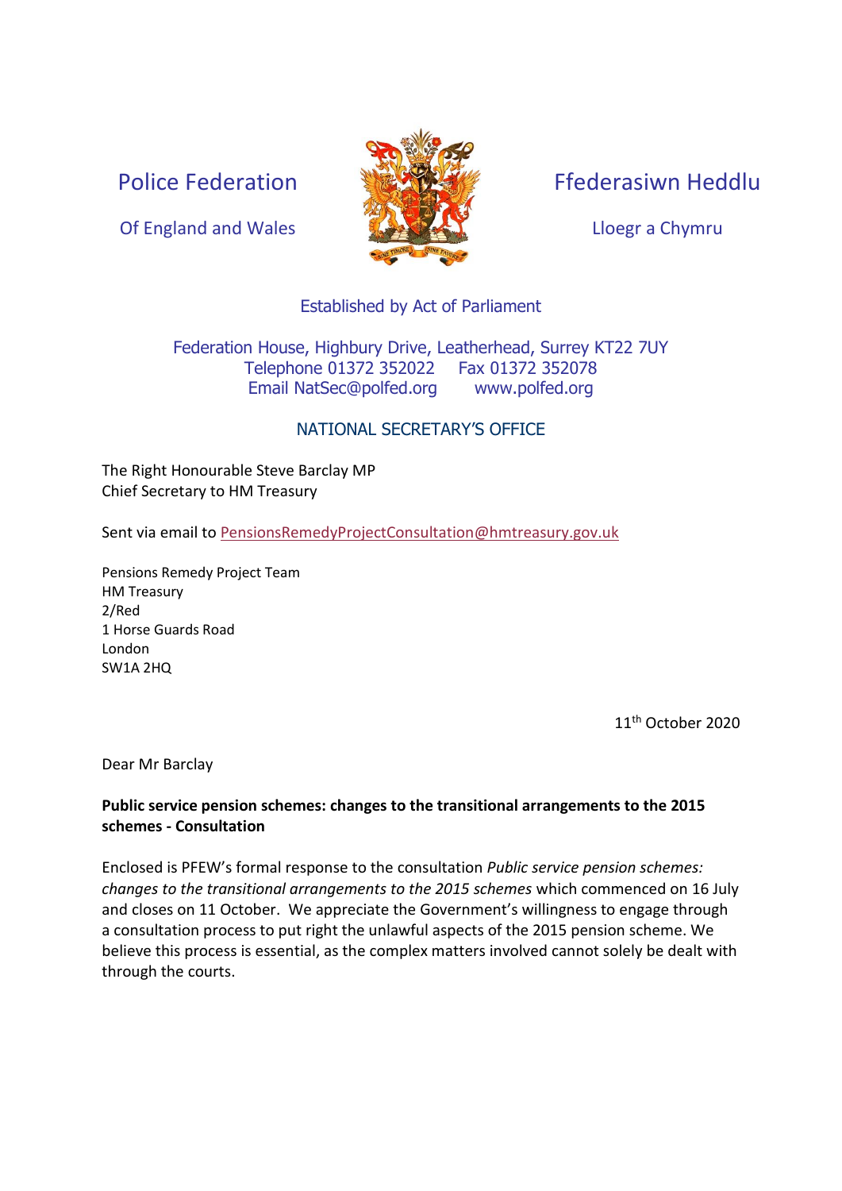Police Federation

Of England and Wales

Ffederasiwn Heddlu

Lloegr a Chymru

Established by Act of Parliament

Federation House, Highbury Drive, Leatherhead, Surrey KT22 7UY
Telephone 01372 352022 Fax 01372 352078
Email NatSec@polfed.org www.polfed.org

NATIONAL SECRETARY'S OFFICE

The Right Honourable Steve Barclay MP
Chief Secretary to HM Treasury

Sent via email to PensionsRemedyProjectConsultation@hmtreasury.gov.uk

Pensions Remedy Project Team
HM Treasury
2/Red
1 Horse Guards Road
London
SW1A 2HQ

11th October 2020

Dear Mr Barclay

**Public service pension schemes: changes to the transitional arrangements to the 2015 schemes - Consultation**

Enclosed is PFEW's formal response to the consultation *Public service pension schemes: changes to the transitional arrangements to the 2015 schemes* which commenced on 16 July and closes on 11 October. We appreciate the Government's willingness to engage through a consultation process to put right the unlawful aspects of the 2015 pension scheme. We believe this process is essential, as the complex matters involved cannot solely be dealt with through the courts.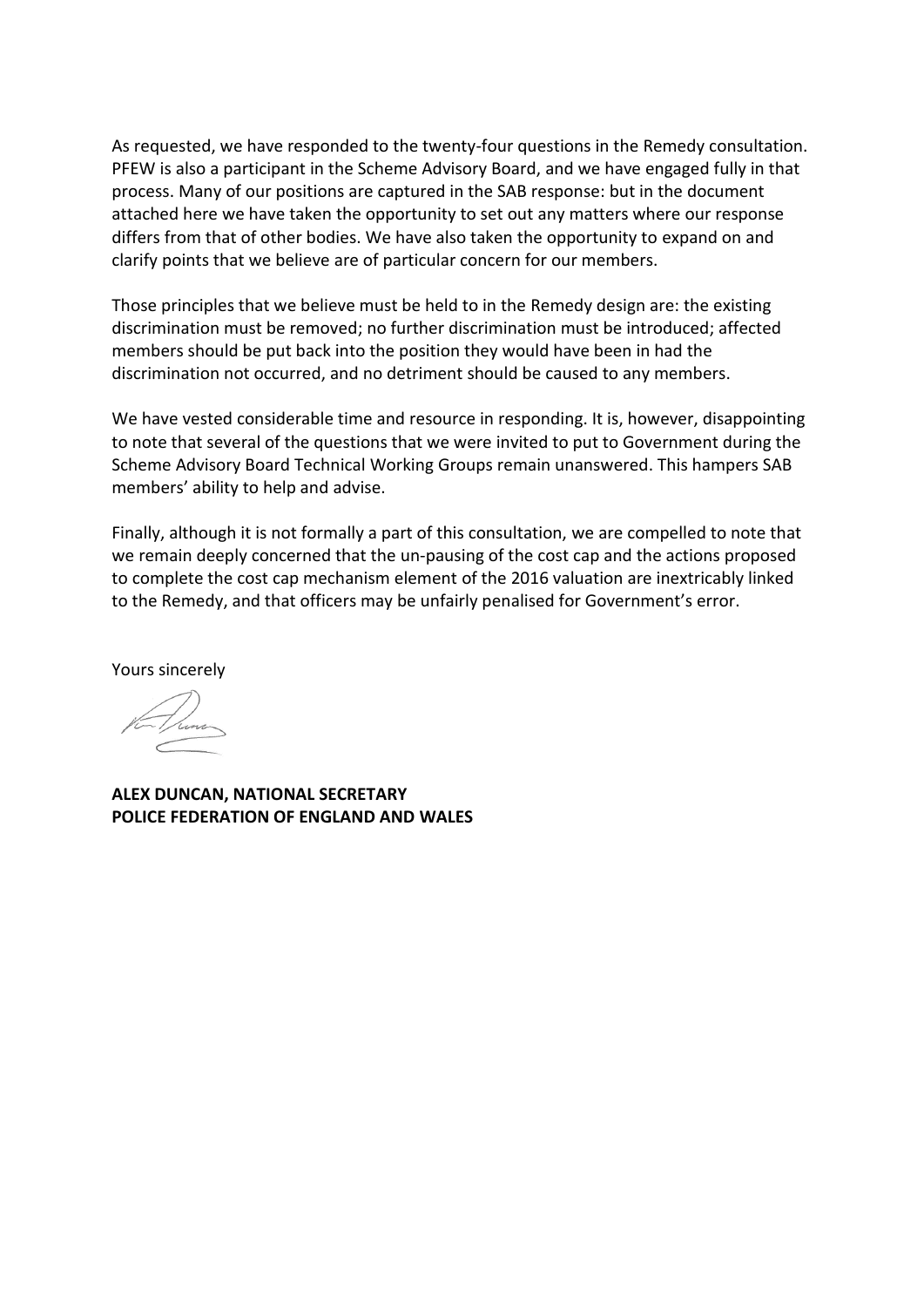As requested, we have responded to the twenty-four questions in the Remedy consultation. PFEW is also a participant in the Scheme Advisory Board, and we have engaged fully in that process. Many of our positions are captured in the SAB response: but in the document attached here we have taken the opportunity to set out any matters where our response differs from that of other bodies. We have also taken the opportunity to expand on and clarify points that we believe are of particular concern for our members.

Those principles that we believe must be held to in the Remedy design are: the existing discrimination must be removed; no further discrimination must be introduced; affected members should be put back into the position they would have been in had the discrimination not occurred, and no detriment should be caused to any members.

We have vested considerable time and resource in responding. It is, however, disappointing to note that several of the questions that we were invited to put to Government during the Scheme Advisory Board Technical Working Groups remain unanswered. This hampers SAB members' ability to help and advise.

Finally, although it is not formally a part of this consultation, we are compelled to note that we remain deeply concerned that the un-pausing of the cost cap and the actions proposed to complete the cost cap mechanism element of the 2016 valuation are inextricably linked to the Remedy, and that officers may be unfairly penalised for Government's error.

Yours sincerely

**ALEX DUNCAN, NATIONAL SECRETARY**
**POLICE FEDERATION OF ENGLAND AND WALES**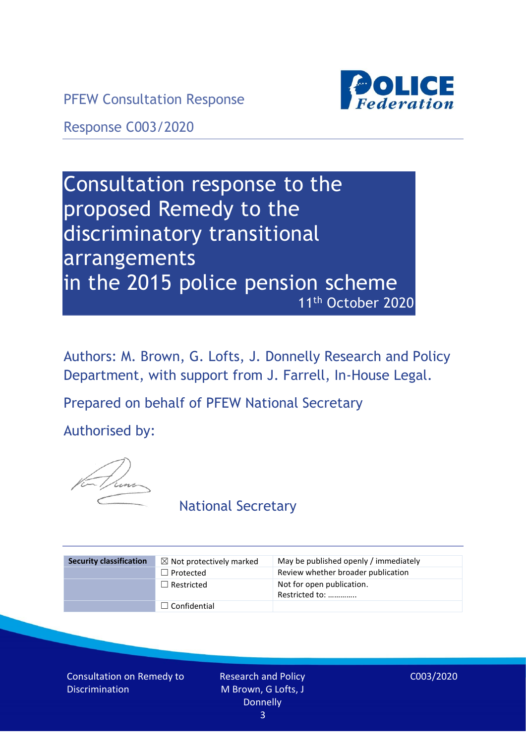PFEW Consultation Response

Response C003/2020

# Consultation response to the proposed Remedy to the discriminatory transitional arrangements in the 2015 police pension scheme

11th October 2020

Authors: M. Brown, G. Lofts, J. Donnelly Research and Policy Department, with support from J. Farrell, In-House Legal.

Prepared on behalf of PFEW National Secretary

Authorised by:

National Secretary

| Security classification | ☒ Not protectively marked | May be published openly / immediately |
|---|---|---|
| | ☐ Protected | Review whether broader publication |
| | ☐ Restricted | Not for open publication. Restricted to: …………. |
| | ☐ Confidential | |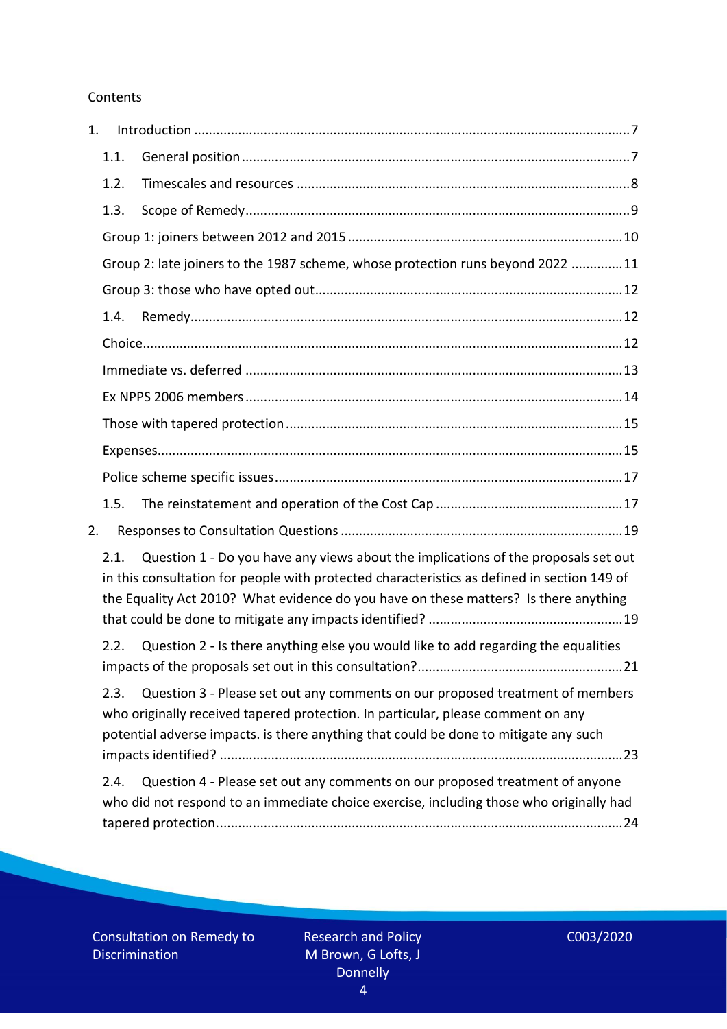Contents

1. Introduction ....................................................................................................................7
   - 1.1. General position ........................................................................................................7
   - 1.2. Timescales and resources .........................................................................................8
   - 1.3. Scope of Remedy.......................................................................................................9
   - Group 1: joiners between 2012 and 2015 ..........................................................................10
   - Group 2: late joiners to the 1987 scheme, whose protection runs beyond 2022 .............11
   - Group 3: those who have opted out..................................................................................12
   - 1.4. Remedy....................................................................................................................12
   - Choice.................................................................................................................................12
   - Immediate vs. deferred .....................................................................................................13
   - Ex NPPS 2006 members .....................................................................................................14
   - Those with tapered protection ..........................................................................................15
   - Expenses.............................................................................................................................15
   - Police scheme specific issues.............................................................................................17
   - 1.5. The reinstatement and operation of the Cost Cap ..................................................17
2. Responses to Consultation Questions ...........................................................................19
   - 2.1. Question 1 - Do you have any views about the implications of the proposals set out in this consultation for people with protected characteristics as defined in section 149 of the Equality Act 2010? What evidence do you have on these matters? Is there anything that could be done to mitigate any impacts identified? ....................................................19
   - 2.2. Question 2 - Is there anything else you would like to add regarding the equalities impacts of the proposals set out in this consultation?.......................................................21
   - 2.3. Question 3 - Please set out any comments on our proposed treatment of members who originally received tapered protection. In particular, please comment on any potential adverse impacts. is there anything that could be done to mitigate any such impacts identified? ............................................................................................................23
   - 2.4. Question 4 - Please set out any comments on our proposed treatment of anyone who did not respond to an immediate choice exercise, including those who originally had tapered protection.............................................................................................................24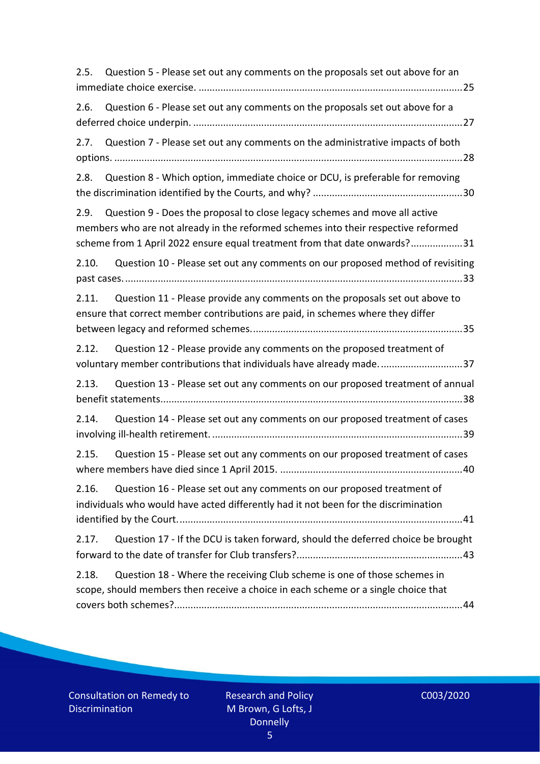2.5. Question 5 - Please set out any comments on the proposals set out above for an immediate choice exercise. ....................................................................................................25

2.6. Question 6 - Please set out any comments on the proposals set out above for a deferred choice underpin. ....................................................................................................27

2.7. Question 7 - Please set out any comments on the administrative impacts of both options. ....................................................................................................................................28

2.8. Question 8 - Which option, immediate choice or DCU, is preferable for removing the discrimination identified by the Courts, and why? .......................................................30

2.9. Question 9 - Does the proposal to close legacy schemes and move all active members who are not already in the reformed schemes into their respective reformed scheme from 1 April 2022 ensure equal treatment from that date onwards?...................31

2.10. Question 10 - Please set out any comments on our proposed method of revisiting past cases. ..................................................................................................................................33

2.11. Question 11 - Please provide any comments on the proposals set out above to ensure that correct member contributions are paid, in schemes where they differ between legacy and reformed schemes. ............................................................................35

2.12. Question 12 - Please provide any comments on the proposed treatment of voluntary member contributions that individuals have already made. .............................37

2.13. Question 13 - Please set out any comments on our proposed treatment of annual benefit statements. .................................................................................................................38

2.14. Question 14 - Please set out any comments on our proposed treatment of cases involving ill-health retirement. ...............................................................................................39

2.15. Question 15 - Please set out any comments on our proposed treatment of cases where members have died since 1 April 2015. ....................................................................40

2.16. Question 16 - Please set out any comments on our proposed treatment of individuals who would have acted differently had it not been for the discrimination identified by the Court. ...........................................................................................................41

2.17. Question 17 - If the DCU is taken forward, should the deferred choice be brought forward to the date of transfer for Club transfers? ............................................................43

2.18. Question 18 - Where the receiving Club scheme is one of those schemes in scope, should members then receive a choice in each scheme or a single choice that covers both schemes? ............................................................................................................44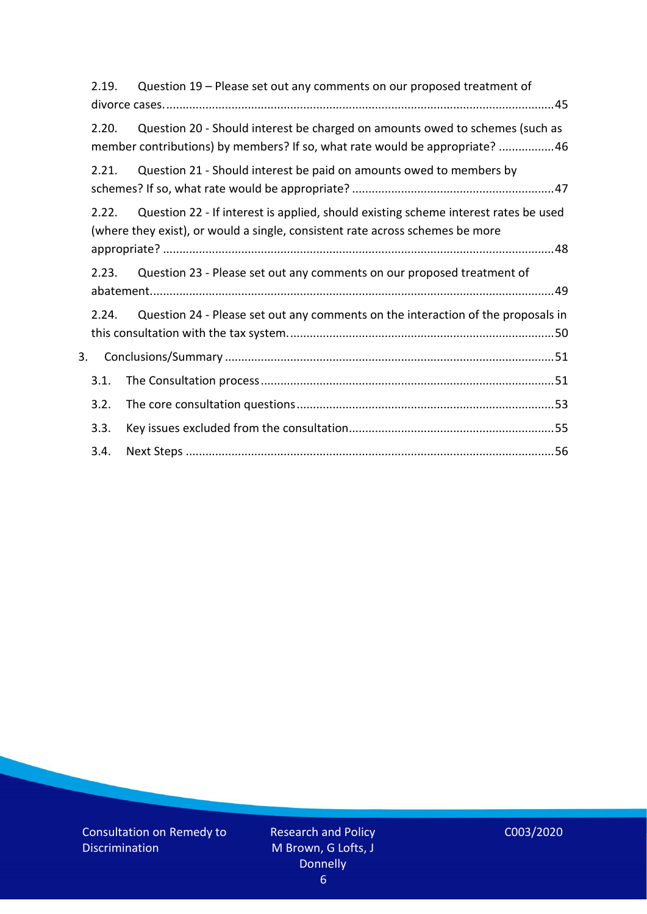2.19. Question 19 – Please set out any comments on our proposed treatment of divorce cases. .....45

2.20. Question 20 - Should interest be charged on amounts owed to schemes (such as member contributions) by members? If so, what rate would be appropriate? .....46

2.21. Question 21 - Should interest be paid on amounts owed to members by schemes? If so, what rate would be appropriate? .....47

2.22. Question 22 - If interest is applied, should existing scheme interest rates be used (where they exist), or would a single, consistent rate across schemes be more appropriate? .....48

2.23. Question 23 - Please set out any comments on our proposed treatment of abatement. .....49

2.24. Question 24 - Please set out any comments on the interaction of the proposals in this consultation with the tax system. .....50

3. Conclusions/Summary .....51

3.1. The Consultation process .....51

3.2. The core consultation questions .....53

3.3. Key issues excluded from the consultation .....55

3.4. Next Steps .....56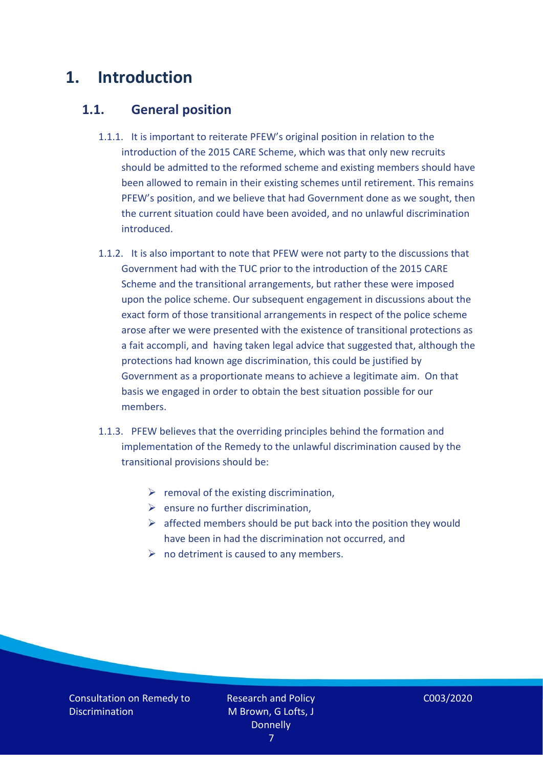# 1. Introduction

## 1.1. General position

1.1.1. It is important to reiterate PFEW's original position in relation to the introduction of the 2015 CARE Scheme, which was that only new recruits should be admitted to the reformed scheme and existing members should have been allowed to remain in their existing schemes until retirement. This remains PFEW's position, and we believe that had Government done as we sought, then the current situation could have been avoided, and no unlawful discrimination introduced.

1.1.2. It is also important to note that PFEW were not party to the discussions that Government had with the TUC prior to the introduction of the 2015 CARE Scheme and the transitional arrangements, but rather these were imposed upon the police scheme. Our subsequent engagement in discussions about the exact form of those transitional arrangements in respect of the police scheme arose after we were presented with the existence of transitional protections as a fait accompli, and having taken legal advice that suggested that, although the protections had known age discrimination, this could be justified by Government as a proportionate means to achieve a legitimate aim. On that basis we engaged in order to obtain the best situation possible for our members.

1.1.3. PFEW believes that the overriding principles behind the formation and implementation of the Remedy to the unlawful discrimination caused by the transitional provisions should be:

- removal of the existing discrimination,
- ensure no further discrimination,
- affected members should be put back into the position they would have been in had the discrimination not occurred, and
- no detriment is caused to any members.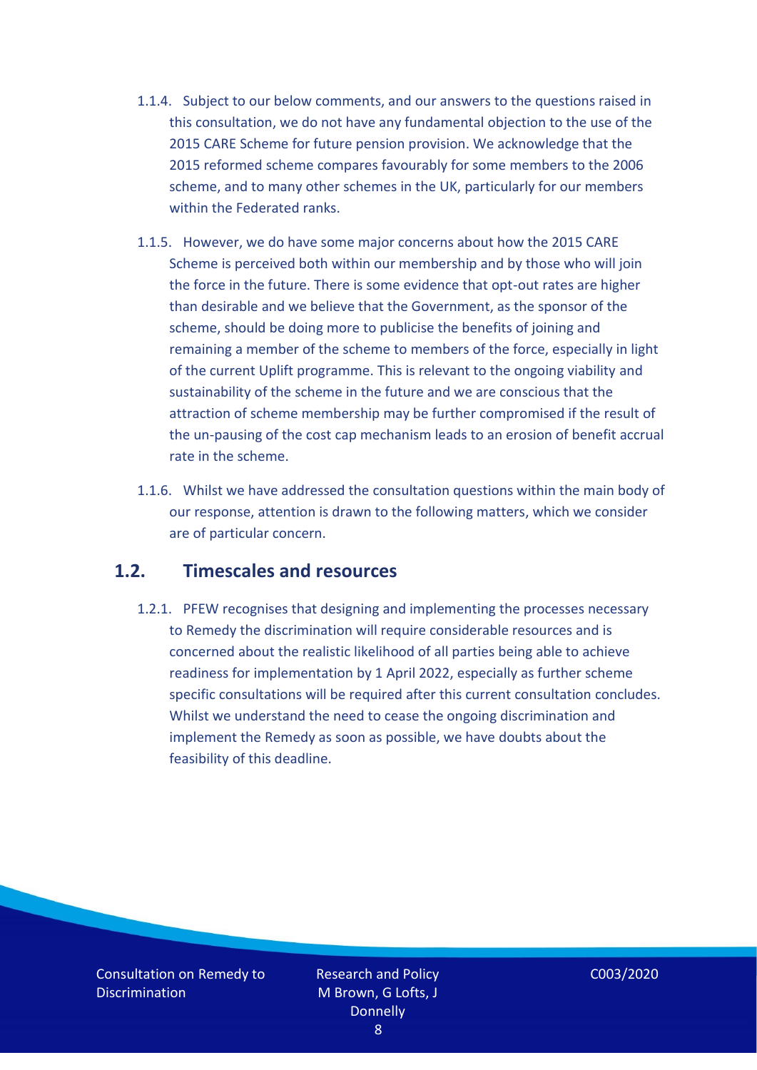1.1.4. Subject to our below comments, and our answers to the questions raised in this consultation, we do not have any fundamental objection to the use of the 2015 CARE Scheme for future pension provision. We acknowledge that the 2015 reformed scheme compares favourably for some members to the 2006 scheme, and to many other schemes in the UK, particularly for our members within the Federated ranks.

1.1.5. However, we do have some major concerns about how the 2015 CARE Scheme is perceived both within our membership and by those who will join the force in the future. There is some evidence that opt-out rates are higher than desirable and we believe that the Government, as the sponsor of the scheme, should be doing more to publicise the benefits of joining and remaining a member of the scheme to members of the force, especially in light of the current Uplift programme. This is relevant to the ongoing viability and sustainability of the scheme in the future and we are conscious that the attraction of scheme membership may be further compromised if the result of the un-pausing of the cost cap mechanism leads to an erosion of benefit accrual rate in the scheme.

1.1.6. Whilst we have addressed the consultation questions within the main body of our response, attention is drawn to the following matters, which we consider are of particular concern.

## 1.2. Timescales and resources

1.2.1. PFEW recognises that designing and implementing the processes necessary to Remedy the discrimination will require considerable resources and is concerned about the realistic likelihood of all parties being able to achieve readiness for implementation by 1 April 2022, especially as further scheme specific consultations will be required after this current consultation concludes. Whilst we understand the need to cease the ongoing discrimination and implement the Remedy as soon as possible, we have doubts about the feasibility of this deadline.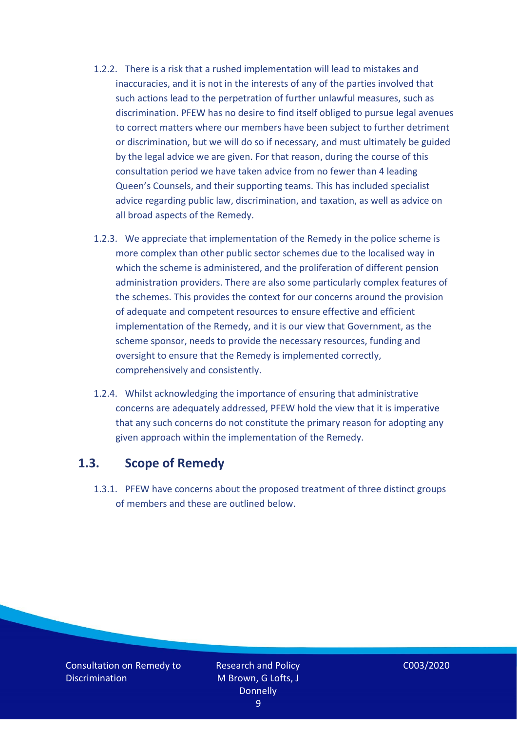1.2.2. There is a risk that a rushed implementation will lead to mistakes and inaccuracies, and it is not in the interests of any of the parties involved that such actions lead to the perpetration of further unlawful measures, such as discrimination. PFEW has no desire to find itself obliged to pursue legal avenues to correct matters where our members have been subject to further detriment or discrimination, but we will do so if necessary, and must ultimately be guided by the legal advice we are given. For that reason, during the course of this consultation period we have taken advice from no fewer than 4 leading Queen's Counsels, and their supporting teams. This has included specialist advice regarding public law, discrimination, and taxation, as well as advice on all broad aspects of the Remedy.

1.2.3. We appreciate that implementation of the Remedy in the police scheme is more complex than other public sector schemes due to the localised way in which the scheme is administered, and the proliferation of different pension administration providers. There are also some particularly complex features of the schemes. This provides the context for our concerns around the provision of adequate and competent resources to ensure effective and efficient implementation of the Remedy, and it is our view that Government, as the scheme sponsor, needs to provide the necessary resources, funding and oversight to ensure that the Remedy is implemented correctly, comprehensively and consistently.

1.2.4. Whilst acknowledging the importance of ensuring that administrative concerns are adequately addressed, PFEW hold the view that it is imperative that any such concerns do not constitute the primary reason for adopting any given approach within the implementation of the Remedy.

## 1.3. Scope of Remedy

1.3.1. PFEW have concerns about the proposed treatment of three distinct groups of members and these are outlined below.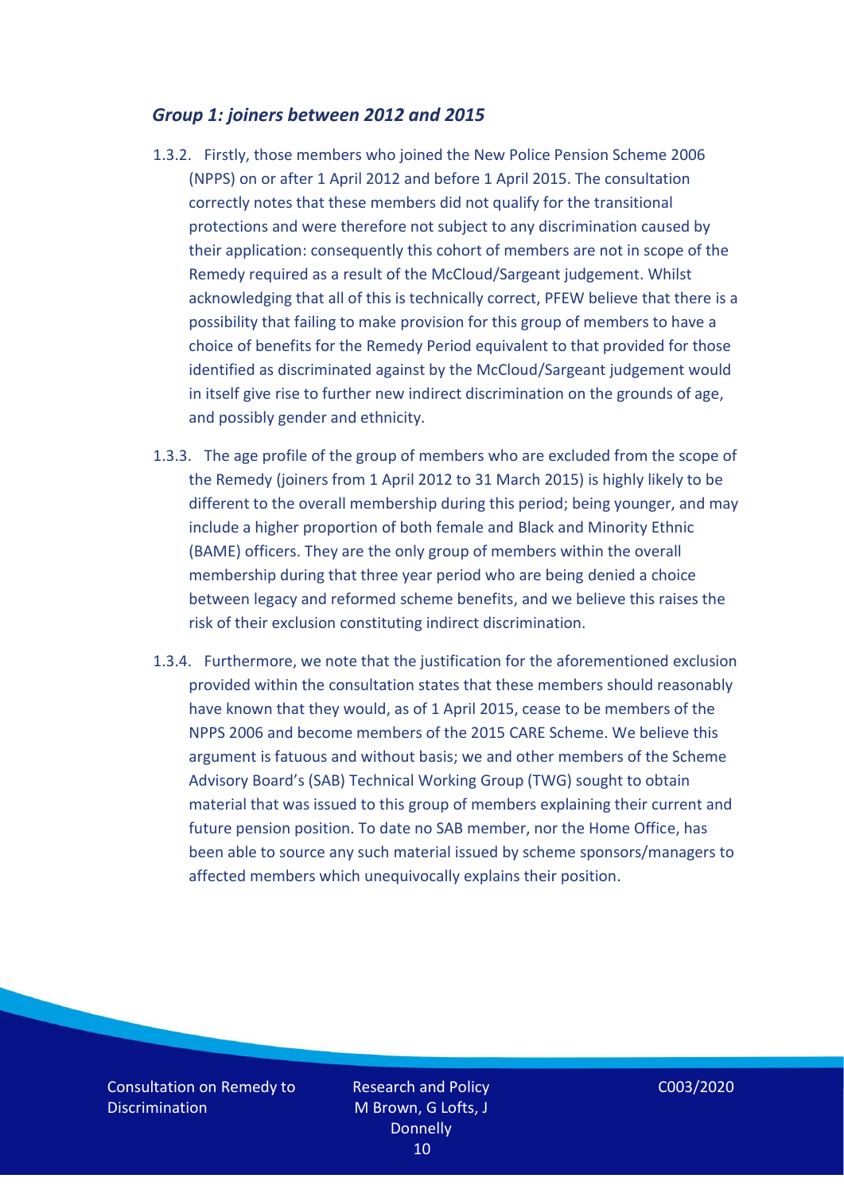### *Group 1: joiners between 2012 and 2015*

1.3.2. Firstly, those members who joined the New Police Pension Scheme 2006 (NPPS) on or after 1 April 2012 and before 1 April 2015. The consultation correctly notes that these members did not qualify for the transitional protections and were therefore not subject to any discrimination caused by their application: consequently this cohort of members are not in scope of the Remedy required as a result of the McCloud/Sargeant judgement. Whilst acknowledging that all of this is technically correct, PFEW believe that there is a possibility that failing to make provision for this group of members to have a choice of benefits for the Remedy Period equivalent to that provided for those identified as discriminated against by the McCloud/Sargeant judgement would in itself give rise to further new indirect discrimination on the grounds of age, and possibly gender and ethnicity.

1.3.3. The age profile of the group of members who are excluded from the scope of the Remedy (joiners from 1 April 2012 to 31 March 2015) is highly likely to be different to the overall membership during this period; being younger, and may include a higher proportion of both female and Black and Minority Ethnic (BAME) officers. They are the only group of members within the overall membership during that three year period who are being denied a choice between legacy and reformed scheme benefits, and we believe this raises the risk of their exclusion constituting indirect discrimination.

1.3.4. Furthermore, we note that the justification for the aforementioned exclusion provided within the consultation states that these members should reasonably have known that they would, as of 1 April 2015, cease to be members of the NPPS 2006 and become members of the 2015 CARE Scheme. We believe this argument is fatuous and without basis; we and other members of the Scheme Advisory Board's (SAB) Technical Working Group (TWG) sought to obtain material that was issued to this group of members explaining their current and future pension position. To date no SAB member, nor the Home Office, has been able to source any such material issued by scheme sponsors/managers to affected members which unequivocally explains their position.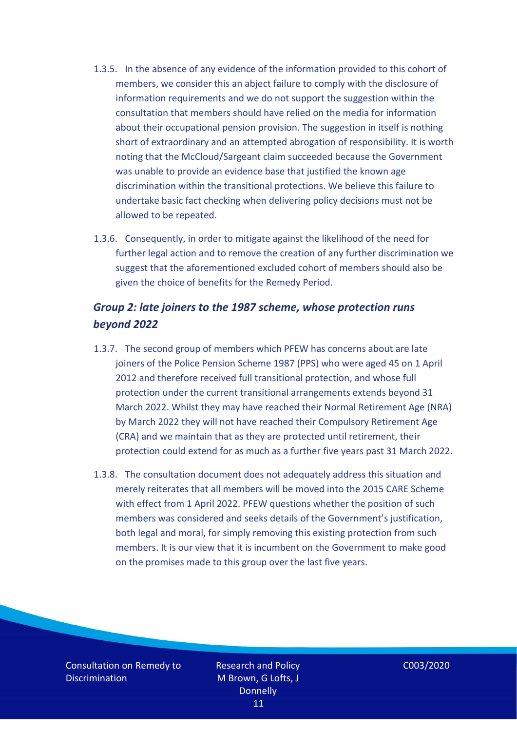1.3.5. In the absence of any evidence of the information provided to this cohort of members, we consider this an abject failure to comply with the disclosure of information requirements and we do not support the suggestion within the consultation that members should have relied on the media for information about their occupational pension provision. The suggestion in itself is nothing short of extraordinary and an attempted abrogation of responsibility. It is worth noting that the McCloud/Sargeant claim succeeded because the Government was unable to provide an evidence base that justified the known age discrimination within the transitional protections. We believe this failure to undertake basic fact checking when delivering policy decisions must not be allowed to be repeated.

1.3.6. Consequently, in order to mitigate against the likelihood of the need for further legal action and to remove the creation of any further discrimination we suggest that the aforementioned excluded cohort of members should also be given the choice of benefits for the Remedy Period.

### *Group 2: late joiners to the 1987 scheme, whose protection runs beyond 2022*

1.3.7. The second group of members which PFEW has concerns about are late joiners of the Police Pension Scheme 1987 (PPS) who were aged 45 on 1 April 2012 and therefore received full transitional protection, and whose full protection under the current transitional arrangements extends beyond 31 March 2022. Whilst they may have reached their Normal Retirement Age (NRA) by March 2022 they will not have reached their Compulsory Retirement Age (CRA) and we maintain that as they are protected until retirement, their protection could extend for as much as a further five years past 31 March 2022.

1.3.8. The consultation document does not adequately address this situation and merely reiterates that all members will be moved into the 2015 CARE Scheme with effect from 1 April 2022. PFEW questions whether the position of such members was considered and seeks details of the Government's justification, both legal and moral, for simply removing this existing protection from such members. It is our view that it is incumbent on the Government to make good on the promises made to this group over the last five years.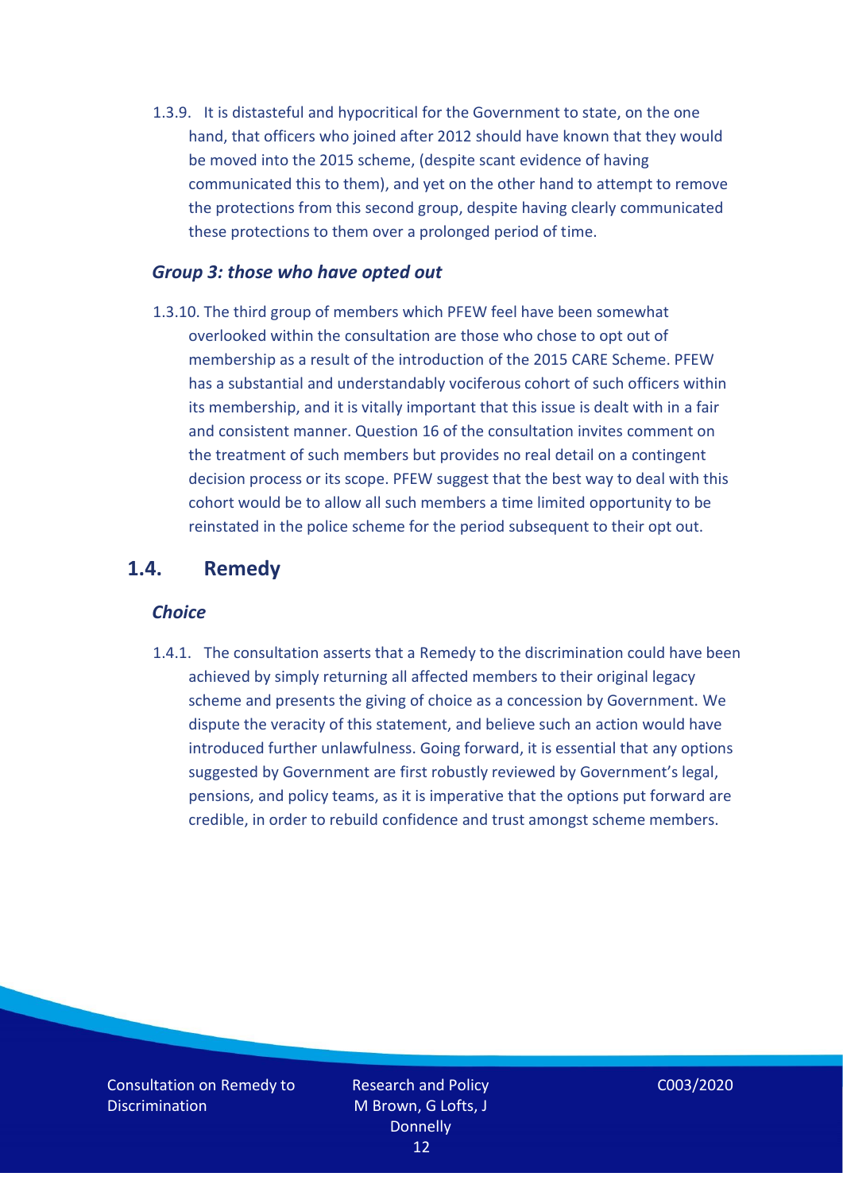1.3.9. It is distasteful and hypocritical for the Government to state, on the one hand, that officers who joined after 2012 should have known that they would be moved into the 2015 scheme, (despite scant evidence of having communicated this to them), and yet on the other hand to attempt to remove the protections from this second group, despite having clearly communicated these protections to them over a prolonged period of time.

### *Group 3: those who have opted out*

1.3.10. The third group of members which PFEW feel have been somewhat overlooked within the consultation are those who chose to opt out of membership as a result of the introduction of the 2015 CARE Scheme. PFEW has a substantial and understandably vociferous cohort of such officers within its membership, and it is vitally important that this issue is dealt with in a fair and consistent manner. Question 16 of the consultation invites comment on the treatment of such members but provides no real detail on a contingent decision process or its scope. PFEW suggest that the best way to deal with this cohort would be to allow all such members a time limited opportunity to be reinstated in the police scheme for the period subsequent to their opt out.

## 1.4. Remedy

### *Choice*

1.4.1. The consultation asserts that a Remedy to the discrimination could have been achieved by simply returning all affected members to their original legacy scheme and presents the giving of choice as a concession by Government. We dispute the veracity of this statement, and believe such an action would have introduced further unlawfulness. Going forward, it is essential that any options suggested by Government are first robustly reviewed by Government's legal, pensions, and policy teams, as it is imperative that the options put forward are credible, in order to rebuild confidence and trust amongst scheme members.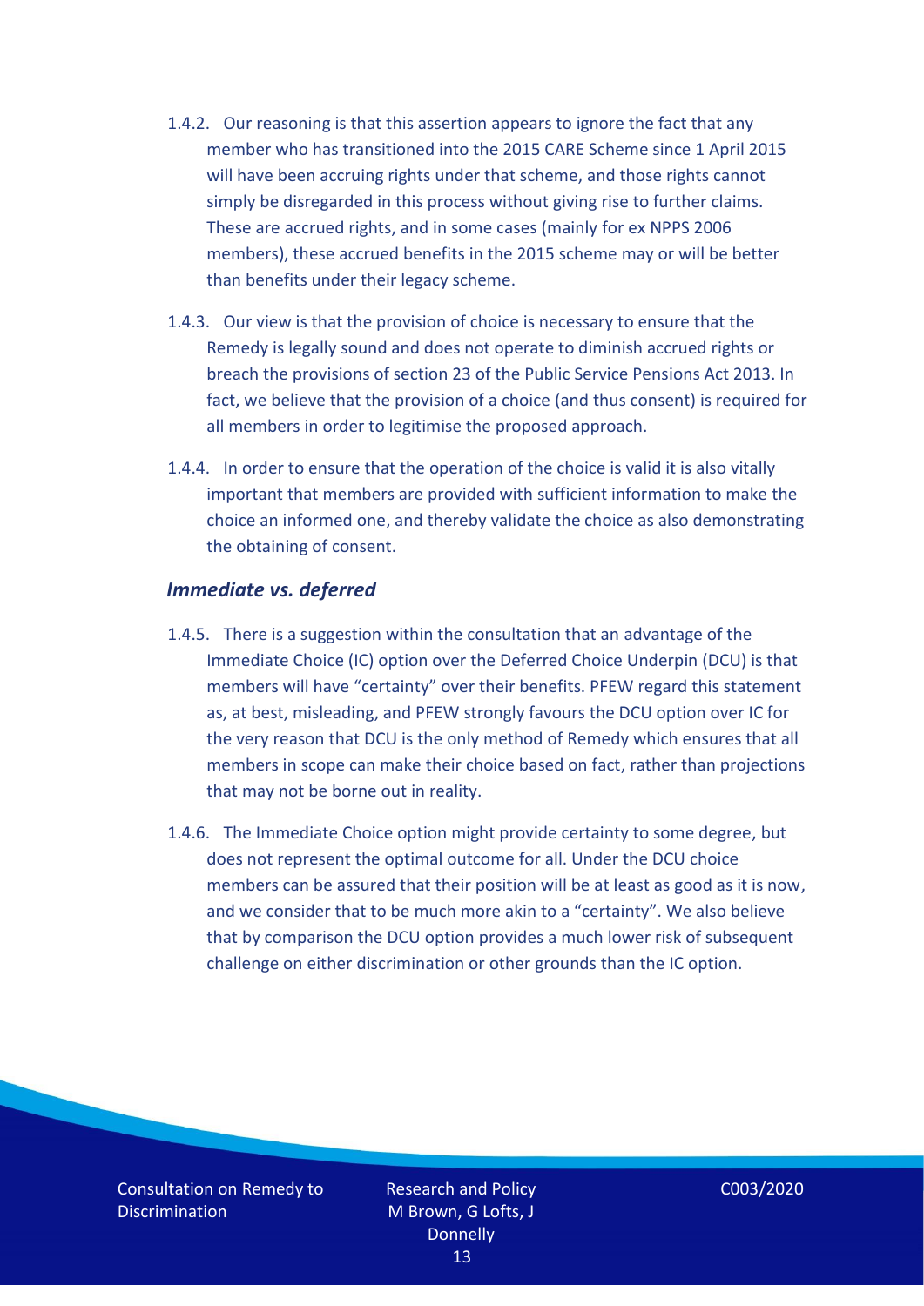1.4.2. Our reasoning is that this assertion appears to ignore the fact that any member who has transitioned into the 2015 CARE Scheme since 1 April 2015 will have been accruing rights under that scheme, and those rights cannot simply be disregarded in this process without giving rise to further claims. These are accrued rights, and in some cases (mainly for ex NPPS 2006 members), these accrued benefits in the 2015 scheme may or will be better than benefits under their legacy scheme.

1.4.3. Our view is that the provision of choice is necessary to ensure that the Remedy is legally sound and does not operate to diminish accrued rights or breach the provisions of section 23 of the Public Service Pensions Act 2013. In fact, we believe that the provision of a choice (and thus consent) is required for all members in order to legitimise the proposed approach.

1.4.4. In order to ensure that the operation of the choice is valid it is also vitally important that members are provided with sufficient information to make the choice an informed one, and thereby validate the choice as also demonstrating the obtaining of consent.

### *Immediate vs. deferred*

1.4.5. There is a suggestion within the consultation that an advantage of the Immediate Choice (IC) option over the Deferred Choice Underpin (DCU) is that members will have "certainty" over their benefits. PFEW regard this statement as, at best, misleading, and PFEW strongly favours the DCU option over IC for the very reason that DCU is the only method of Remedy which ensures that all members in scope can make their choice based on fact, rather than projections that may not be borne out in reality.

1.4.6. The Immediate Choice option might provide certainty to some degree, but does not represent the optimal outcome for all. Under the DCU choice members can be assured that their position will be at least as good as it is now, and we consider that to be much more akin to a "certainty". We also believe that by comparison the DCU option provides a much lower risk of subsequent challenge on either discrimination or other grounds than the IC option.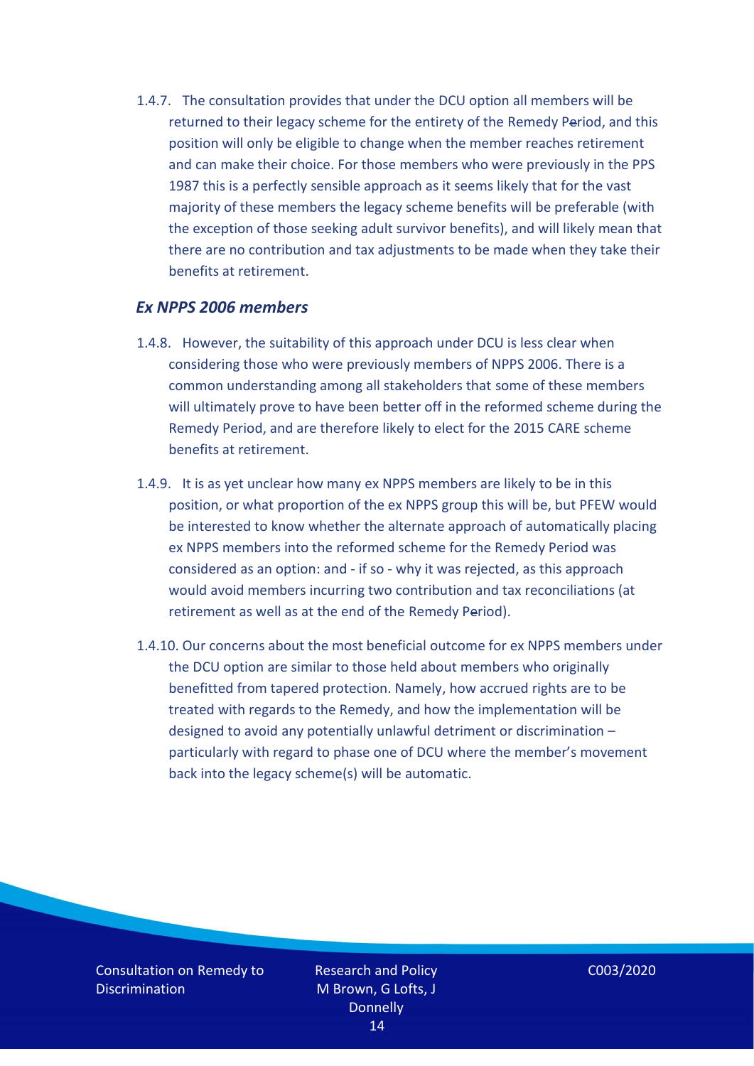1.4.7. The consultation provides that under the DCU option all members will be returned to their legacy scheme for the entirety of the Remedy Period, and this position will only be eligible to change when the member reaches retirement and can make their choice. For those members who were previously in the PPS 1987 this is a perfectly sensible approach as it seems likely that for the vast majority of these members the legacy scheme benefits will be preferable (with the exception of those seeking adult survivor benefits), and will likely mean that there are no contribution and tax adjustments to be made when they take their benefits at retirement.

### *Ex NPPS 2006 members*

1.4.8. However, the suitability of this approach under DCU is less clear when considering those who were previously members of NPPS 2006. There is a common understanding among all stakeholders that some of these members will ultimately prove to have been better off in the reformed scheme during the Remedy Period, and are therefore likely to elect for the 2015 CARE scheme benefits at retirement.

1.4.9. It is as yet unclear how many ex NPPS members are likely to be in this position, or what proportion of the ex NPPS group this will be, but PFEW would be interested to know whether the alternate approach of automatically placing ex NPPS members into the reformed scheme for the Remedy Period was considered as an option: and - if so - why it was rejected, as this approach would avoid members incurring two contribution and tax reconciliations (at retirement as well as at the end of the Remedy Period).

1.4.10. Our concerns about the most beneficial outcome for ex NPPS members under the DCU option are similar to those held about members who originally benefitted from tapered protection. Namely, how accrued rights are to be treated with regards to the Remedy, and how the implementation will be designed to avoid any potentially unlawful detriment or discrimination – particularly with regard to phase one of DCU where the member's movement back into the legacy scheme(s) will be automatic.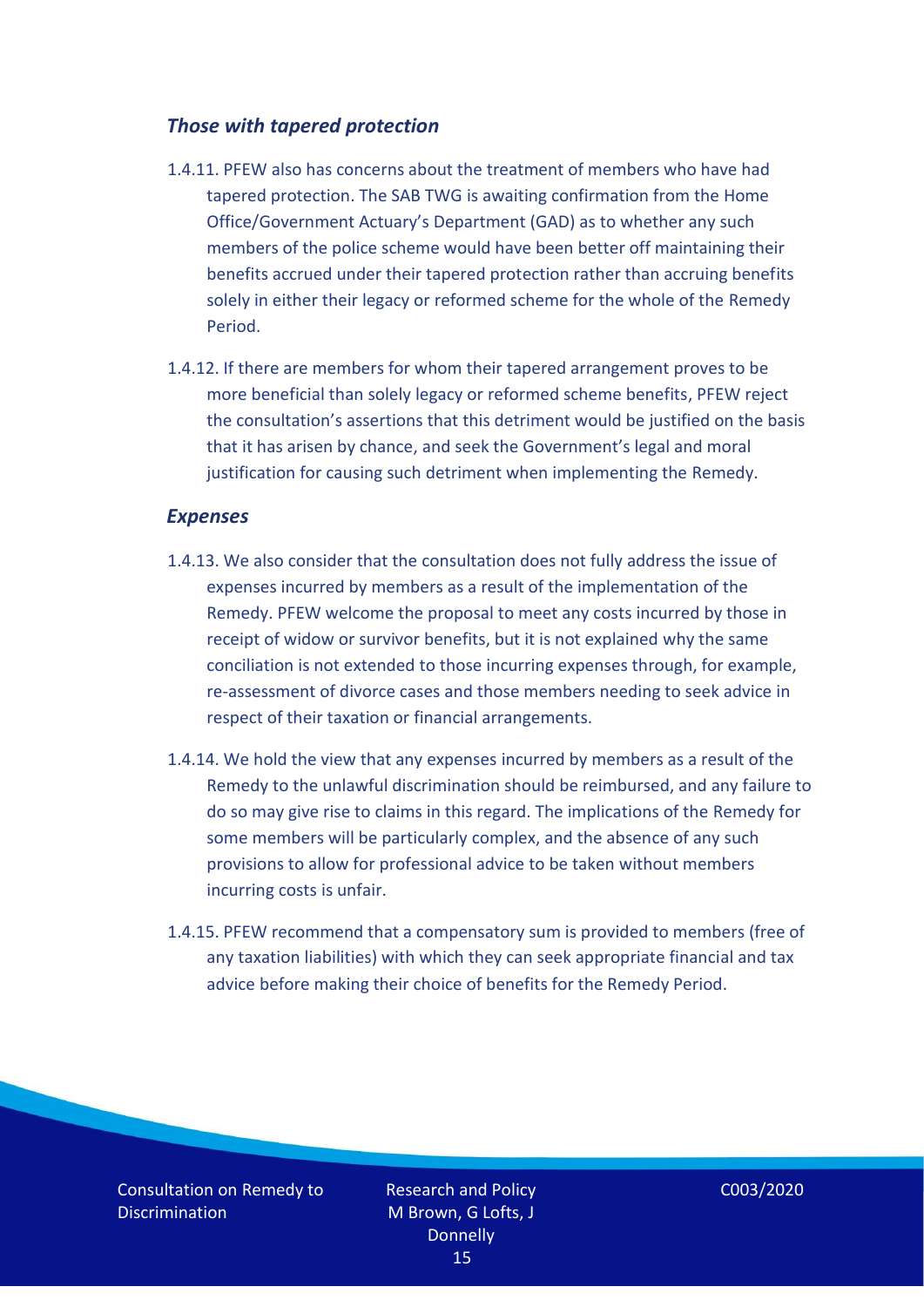### *Those with tapered protection*

1.4.11. PFEW also has concerns about the treatment of members who have had tapered protection. The SAB TWG is awaiting confirmation from the Home Office/Government Actuary's Department (GAD) as to whether any such members of the police scheme would have been better off maintaining their benefits accrued under their tapered protection rather than accruing benefits solely in either their legacy or reformed scheme for the whole of the Remedy Period.

1.4.12. If there are members for whom their tapered arrangement proves to be more beneficial than solely legacy or reformed scheme benefits, PFEW reject the consultation's assertions that this detriment would be justified on the basis that it has arisen by chance, and seek the Government's legal and moral justification for causing such detriment when implementing the Remedy.

### *Expenses*

1.4.13. We also consider that the consultation does not fully address the issue of expenses incurred by members as a result of the implementation of the Remedy. PFEW welcome the proposal to meet any costs incurred by those in receipt of widow or survivor benefits, but it is not explained why the same conciliation is not extended to those incurring expenses through, for example, re-assessment of divorce cases and those members needing to seek advice in respect of their taxation or financial arrangements.

1.4.14. We hold the view that any expenses incurred by members as a result of the Remedy to the unlawful discrimination should be reimbursed, and any failure to do so may give rise to claims in this regard. The implications of the Remedy for some members will be particularly complex, and the absence of any such provisions to allow for professional advice to be taken without members incurring costs is unfair.

1.4.15. PFEW recommend that a compensatory sum is provided to members (free of any taxation liabilities) with which they can seek appropriate financial and tax advice before making their choice of benefits for the Remedy Period.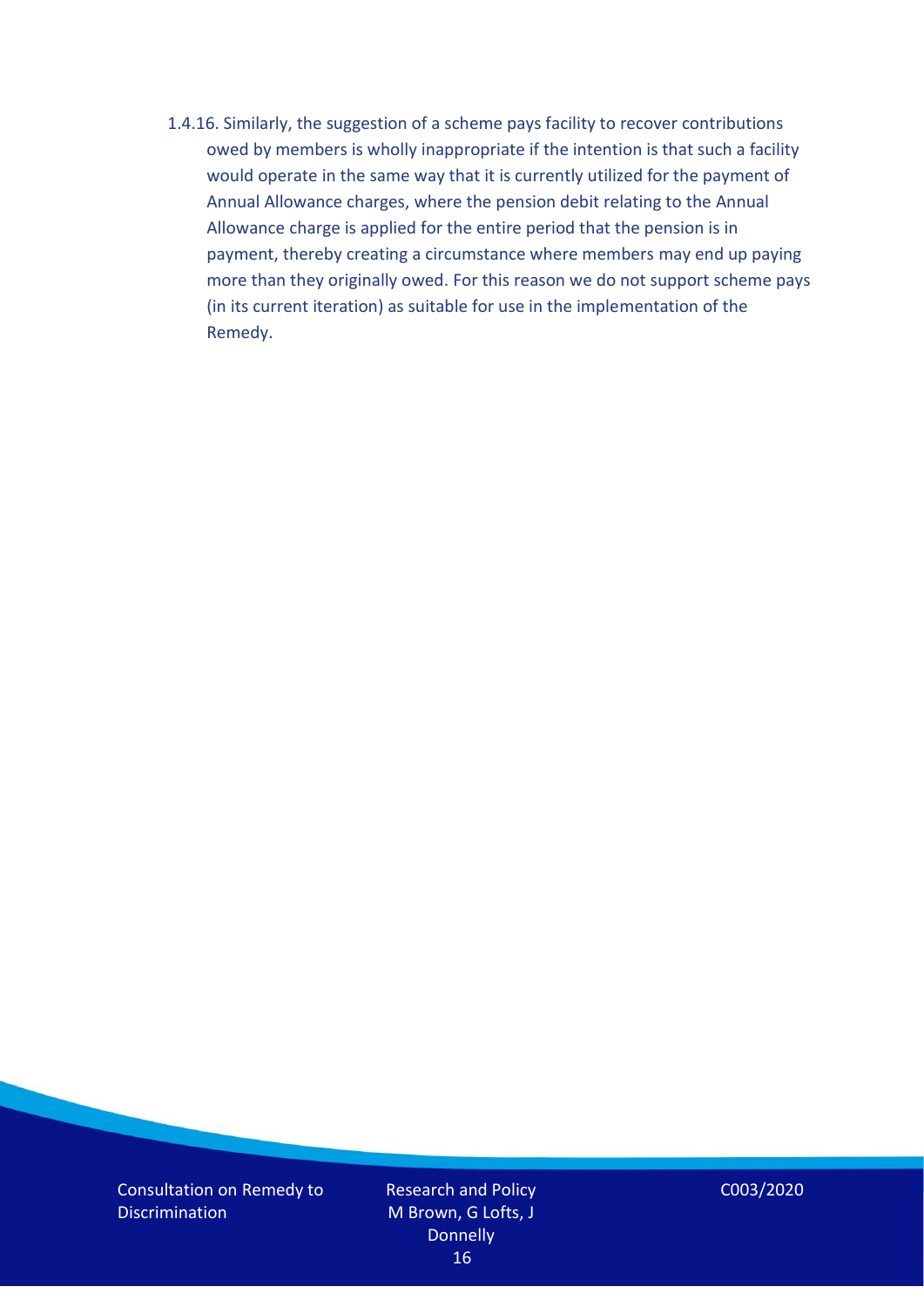1.4.16. Similarly, the suggestion of a scheme pays facility to recover contributions owed by members is wholly inappropriate if the intention is that such a facility would operate in the same way that it is currently utilized for the payment of Annual Allowance charges, where the pension debit relating to the Annual Allowance charge is applied for the entire period that the pension is in payment, thereby creating a circumstance where members may end up paying more than they originally owed. For this reason we do not support scheme pays (in its current iteration) as suitable for use in the implementation of the Remedy.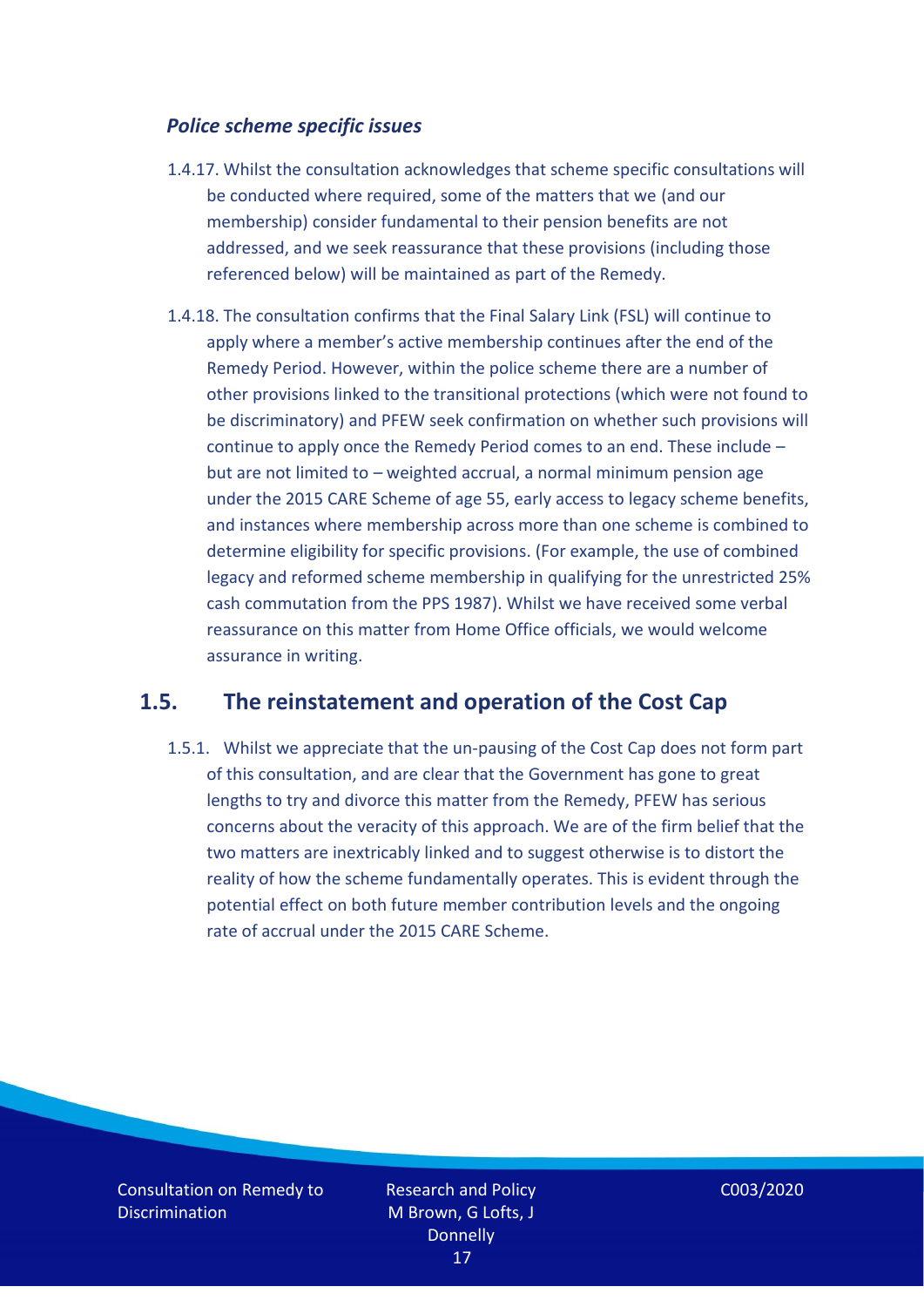### *Police scheme specific issues*

1.4.17. Whilst the consultation acknowledges that scheme specific consultations will be conducted where required, some of the matters that we (and our membership) consider fundamental to their pension benefits are not addressed, and we seek reassurance that these provisions (including those referenced below) will be maintained as part of the Remedy.

1.4.18. The consultation confirms that the Final Salary Link (FSL) will continue to apply where a member's active membership continues after the end of the Remedy Period. However, within the police scheme there are a number of other provisions linked to the transitional protections (which were not found to be discriminatory) and PFEW seek confirmation on whether such provisions will continue to apply once the Remedy Period comes to an end. These include – but are not limited to – weighted accrual, a normal minimum pension age under the 2015 CARE Scheme of age 55, early access to legacy scheme benefits, and instances where membership across more than one scheme is combined to determine eligibility for specific provisions. (For example, the use of combined legacy and reformed scheme membership in qualifying for the unrestricted 25% cash commutation from the PPS 1987). Whilst we have received some verbal reassurance on this matter from Home Office officials, we would welcome assurance in writing.

## 1.5. The reinstatement and operation of the Cost Cap

1.5.1. Whilst we appreciate that the un-pausing of the Cost Cap does not form part of this consultation, and are clear that the Government has gone to great lengths to try and divorce this matter from the Remedy, PFEW has serious concerns about the veracity of this approach. We are of the firm belief that the two matters are inextricably linked and to suggest otherwise is to distort the reality of how the scheme fundamentally operates. This is evident through the potential effect on both future member contribution levels and the ongoing rate of accrual under the 2015 CARE Scheme.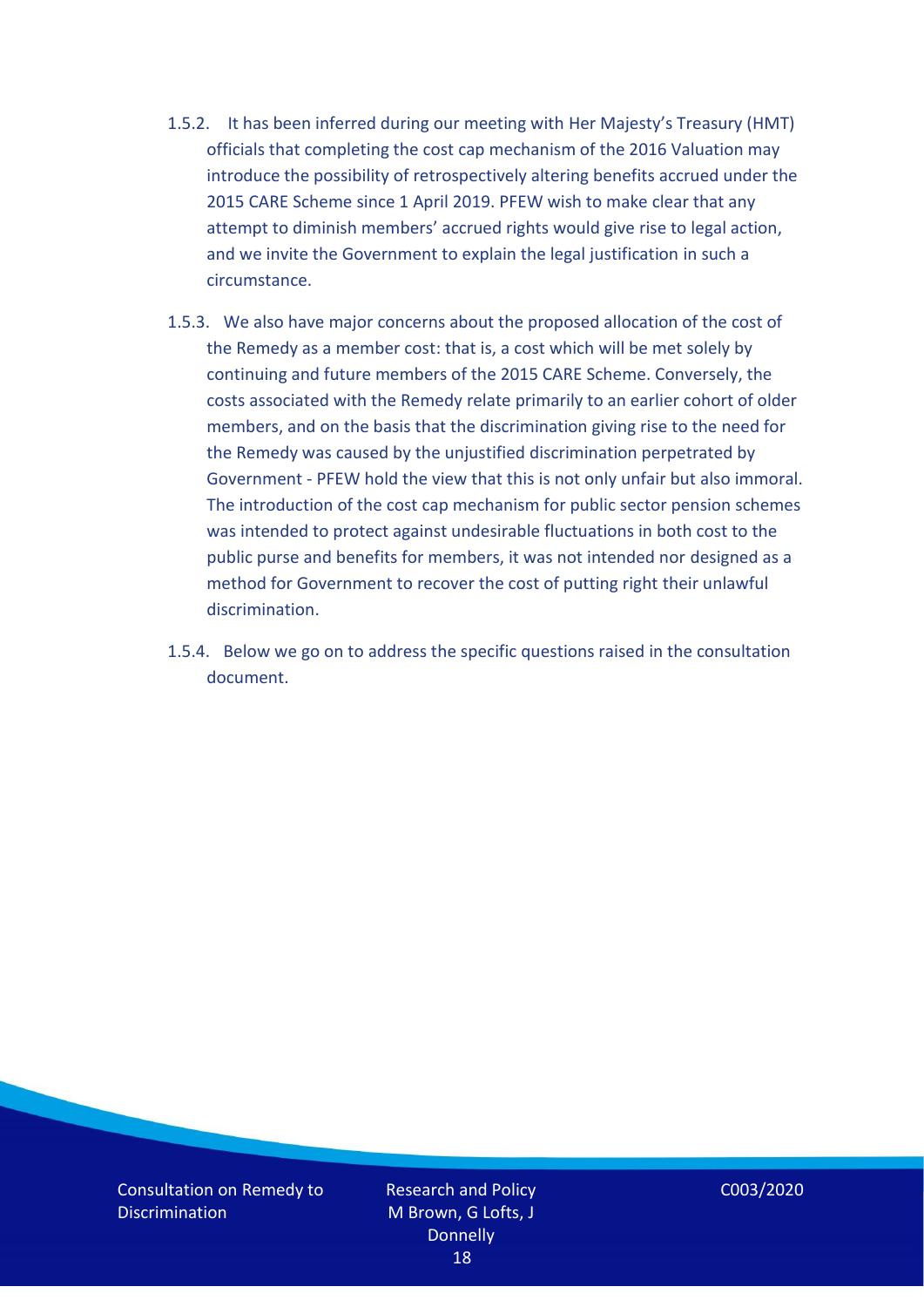1.5.2. It has been inferred during our meeting with Her Majesty's Treasury (HMT) officials that completing the cost cap mechanism of the 2016 Valuation may introduce the possibility of retrospectively altering benefits accrued under the 2015 CARE Scheme since 1 April 2019. PFEW wish to make clear that any attempt to diminish members' accrued rights would give rise to legal action, and we invite the Government to explain the legal justification in such a circumstance.

1.5.3. We also have major concerns about the proposed allocation of the cost of the Remedy as a member cost: that is, a cost which will be met solely by continuing and future members of the 2015 CARE Scheme. Conversely, the costs associated with the Remedy relate primarily to an earlier cohort of older members, and on the basis that the discrimination giving rise to the need for the Remedy was caused by the unjustified discrimination perpetrated by Government - PFEW hold the view that this is not only unfair but also immoral. The introduction of the cost cap mechanism for public sector pension schemes was intended to protect against undesirable fluctuations in both cost to the public purse and benefits for members, it was not intended nor designed as a method for Government to recover the cost of putting right their unlawful discrimination.

1.5.4. Below we go on to address the specific questions raised in the consultation document.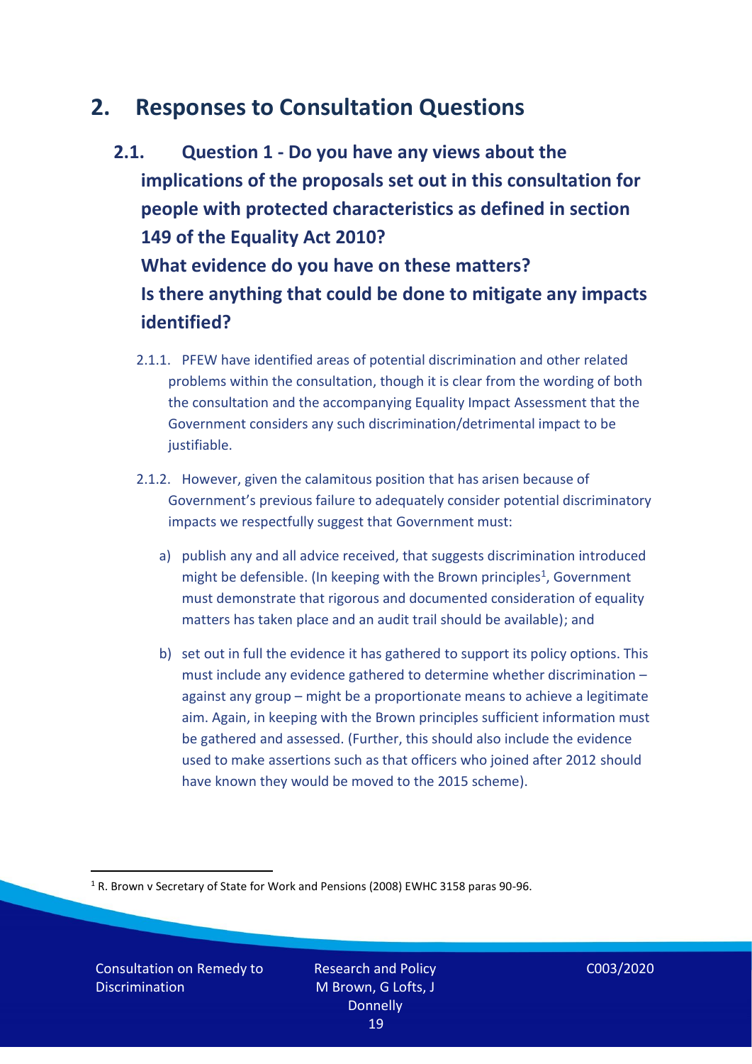## 2. Responses to Consultation Questions

### 2.1. Question 1 - Do you have any views about the implications of the proposals set out in this consultation for people with protected characteristics as defined in section 149 of the Equality Act 2010? What evidence do you have on these matters? Is there anything that could be done to mitigate any impacts identified?

2.1.1. PFEW have identified areas of potential discrimination and other related problems within the consultation, though it is clear from the wording of both the consultation and the accompanying Equality Impact Assessment that the Government considers any such discrimination/detrimental impact to be justifiable.

2.1.2. However, given the calamitous position that has arisen because of Government's previous failure to adequately consider potential discriminatory impacts we respectfully suggest that Government must:

a) publish any and all advice received, that suggests discrimination introduced might be defensible. (In keeping with the Brown principles[1], Government must demonstrate that rigorous and documented consideration of equality matters has taken place and an audit trail should be available); and

b) set out in full the evidence it has gathered to support its policy options. This must include any evidence gathered to determine whether discrimination – against any group – might be a proportionate means to achieve a legitimate aim. Again, in keeping with the Brown principles sufficient information must be gathered and assessed. (Further, this should also include the evidence used to make assertions such as that officers who joined after 2012 should have known they would be moved to the 2015 scheme).

[1] R. Brown v Secretary of State for Work and Pensions (2008) EWHC 3158 paras 90-96.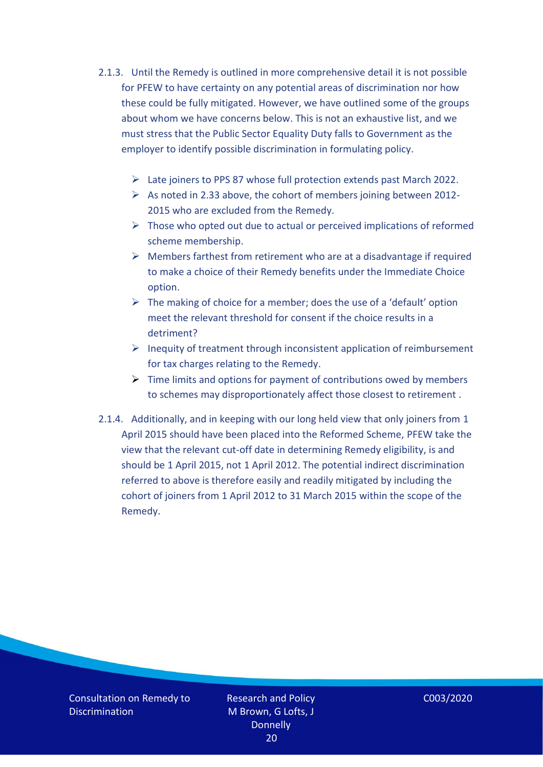2.1.3. Until the Remedy is outlined in more comprehensive detail it is not possible for PFEW to have certainty on any potential areas of discrimination nor how these could be fully mitigated. However, we have outlined some of the groups about whom we have concerns below. This is not an exhaustive list, and we must stress that the Public Sector Equality Duty falls to Government as the employer to identify possible discrimination in formulating policy.

- Late joiners to PPS 87 whose full protection extends past March 2022.
- As noted in 2.33 above, the cohort of members joining between 2012-2015 who are excluded from the Remedy.
- Those who opted out due to actual or perceived implications of reformed scheme membership.
- Members farthest from retirement who are at a disadvantage if required to make a choice of their Remedy benefits under the Immediate Choice option.
- The making of choice for a member; does the use of a 'default' option meet the relevant threshold for consent if the choice results in a detriment?
- Inequity of treatment through inconsistent application of reimbursement for tax charges relating to the Remedy.
- Time limits and options for payment of contributions owed by members to schemes may disproportionately affect those closest to retirement .

2.1.4. Additionally, and in keeping with our long held view that only joiners from 1 April 2015 should have been placed into the Reformed Scheme, PFEW take the view that the relevant cut-off date in determining Remedy eligibility, is and should be 1 April 2015, not 1 April 2012. The potential indirect discrimination referred to above is therefore easily and readily mitigated by including the cohort of joiners from 1 April 2012 to 31 March 2015 within the scope of the Remedy.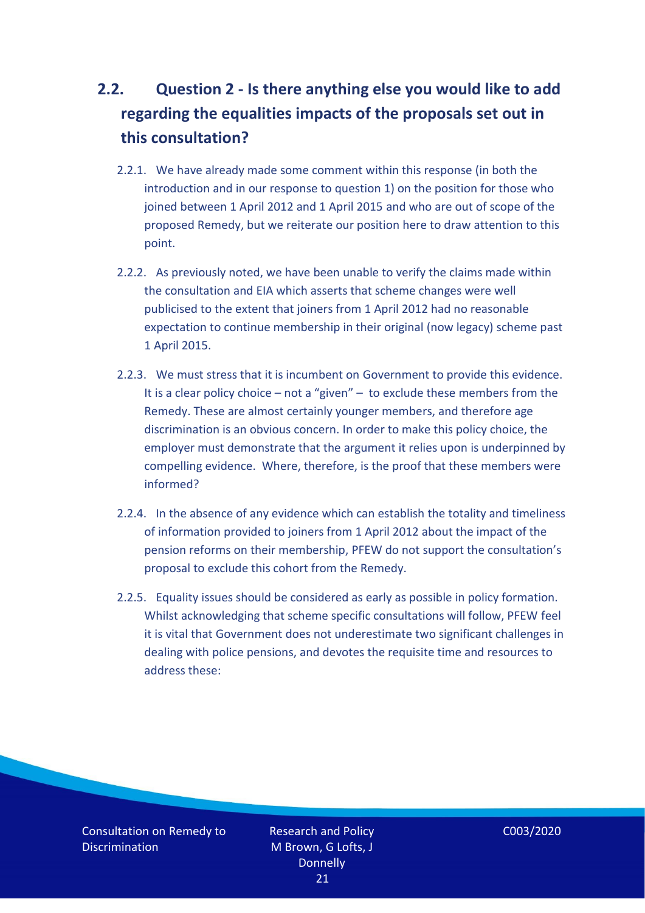## 2.2. Question 2 - Is there anything else you would like to add regarding the equalities impacts of the proposals set out in this consultation?

2.2.1. We have already made some comment within this response (in both the introduction and in our response to question 1) on the position for those who joined between 1 April 2012 and 1 April 2015 and who are out of scope of the proposed Remedy, but we reiterate our position here to draw attention to this point.

2.2.2. As previously noted, we have been unable to verify the claims made within the consultation and EIA which asserts that scheme changes were well publicised to the extent that joiners from 1 April 2012 had no reasonable expectation to continue membership in their original (now legacy) scheme past 1 April 2015.

2.2.3. We must stress that it is incumbent on Government to provide this evidence. It is a clear policy choice – not a "given" – to exclude these members from the Remedy. These are almost certainly younger members, and therefore age discrimination is an obvious concern. In order to make this policy choice, the employer must demonstrate that the argument it relies upon is underpinned by compelling evidence. Where, therefore, is the proof that these members were informed?

2.2.4. In the absence of any evidence which can establish the totality and timeliness of information provided to joiners from 1 April 2012 about the impact of the pension reforms on their membership, PFEW do not support the consultation's proposal to exclude this cohort from the Remedy.

2.2.5. Equality issues should be considered as early as possible in policy formation. Whilst acknowledging that scheme specific consultations will follow, PFEW feel it is vital that Government does not underestimate two significant challenges in dealing with police pensions, and devotes the requisite time and resources to address these: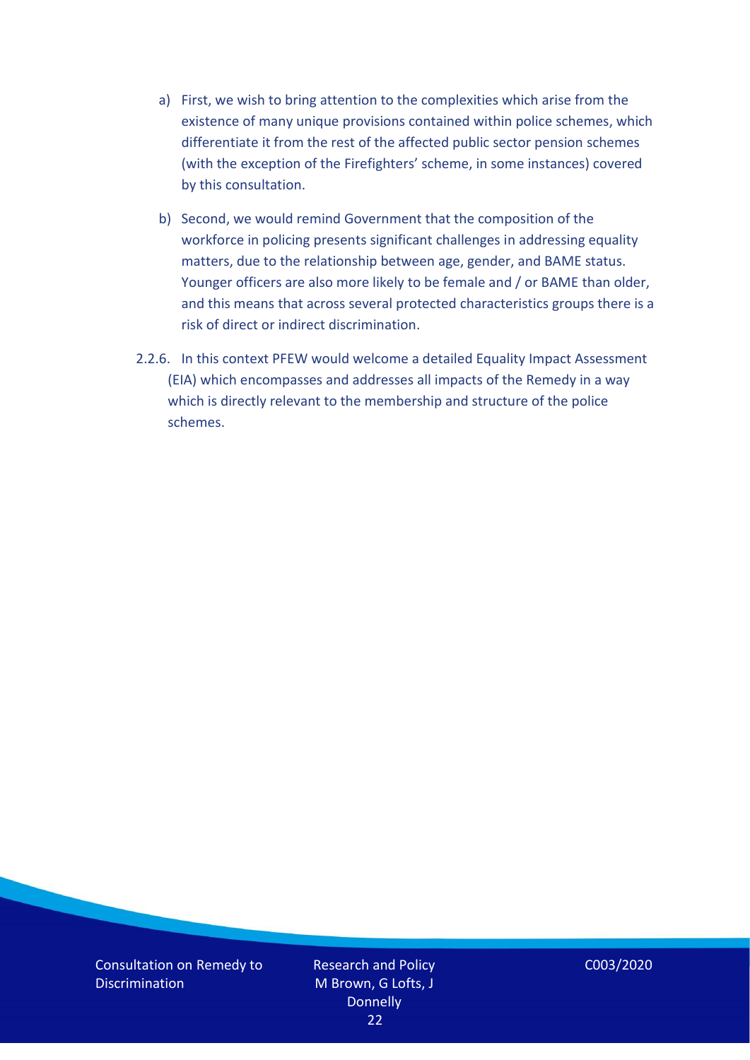a) First, we wish to bring attention to the complexities which arise from the existence of many unique provisions contained within police schemes, which differentiate it from the rest of the affected public sector pension schemes (with the exception of the Firefighters' scheme, in some instances) covered by this consultation.

b) Second, we would remind Government that the composition of the workforce in policing presents significant challenges in addressing equality matters, due to the relationship between age, gender, and BAME status. Younger officers are also more likely to be female and / or BAME than older, and this means that across several protected characteristics groups there is a risk of direct or indirect discrimination.

2.2.6. In this context PFEW would welcome a detailed Equality Impact Assessment (EIA) which encompasses and addresses all impacts of the Remedy in a way which is directly relevant to the membership and structure of the police schemes.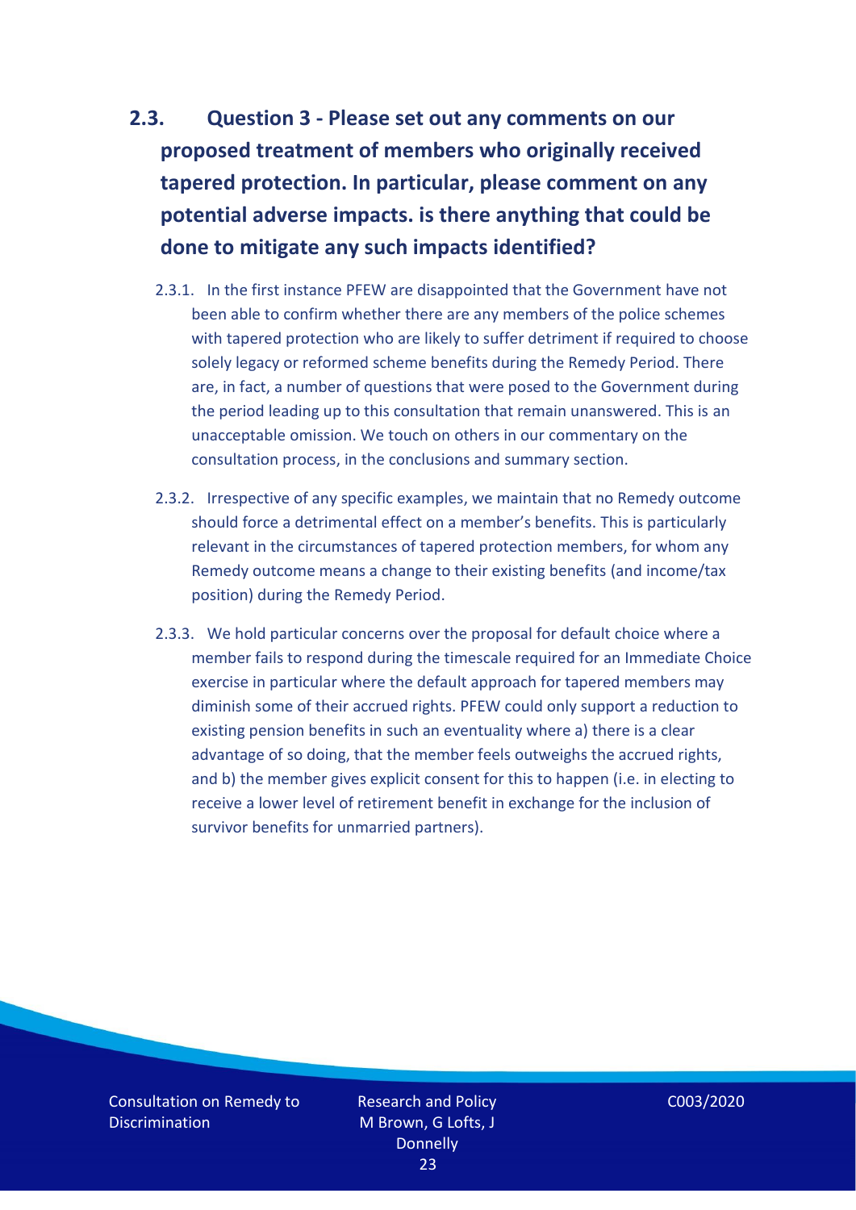## 2.3. Question 3 - Please set out any comments on our proposed treatment of members who originally received tapered protection. In particular, please comment on any potential adverse impacts. is there anything that could be done to mitigate any such impacts identified?

2.3.1. In the first instance PFEW are disappointed that the Government have not been able to confirm whether there are any members of the police schemes with tapered protection who are likely to suffer detriment if required to choose solely legacy or reformed scheme benefits during the Remedy Period. There are, in fact, a number of questions that were posed to the Government during the period leading up to this consultation that remain unanswered. This is an unacceptable omission. We touch on others in our commentary on the consultation process, in the conclusions and summary section.

2.3.2. Irrespective of any specific examples, we maintain that no Remedy outcome should force a detrimental effect on a member's benefits. This is particularly relevant in the circumstances of tapered protection members, for whom any Remedy outcome means a change to their existing benefits (and income/tax position) during the Remedy Period.

2.3.3. We hold particular concerns over the proposal for default choice where a member fails to respond during the timescale required for an Immediate Choice exercise in particular where the default approach for tapered members may diminish some of their accrued rights. PFEW could only support a reduction to existing pension benefits in such an eventuality where a) there is a clear advantage of so doing, that the member feels outweighs the accrued rights, and b) the member gives explicit consent for this to happen (i.e. in electing to receive a lower level of retirement benefit in exchange for the inclusion of survivor benefits for unmarried partners).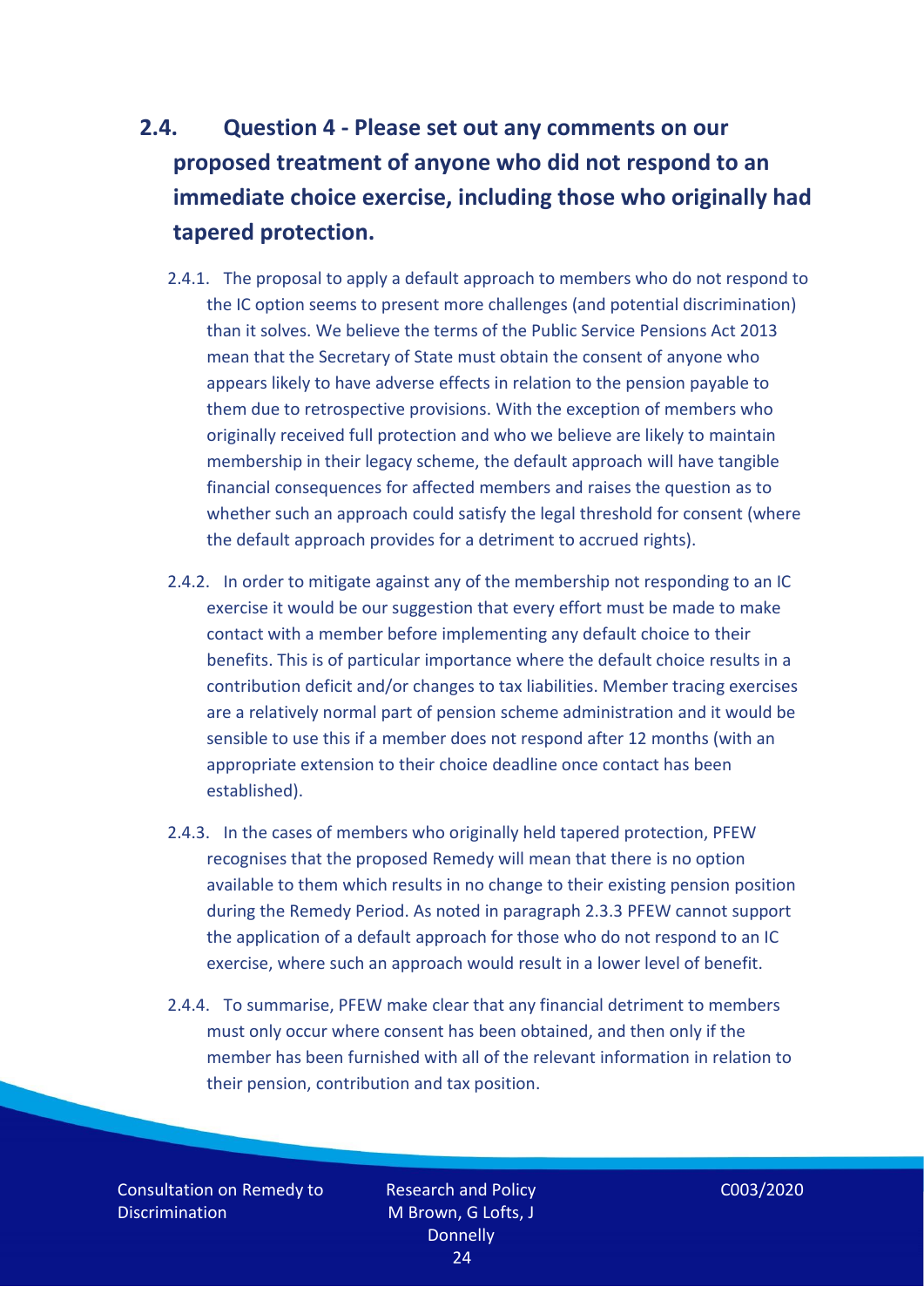## 2.4. Question 4 - Please set out any comments on our proposed treatment of anyone who did not respond to an immediate choice exercise, including those who originally had tapered protection.

2.4.1. The proposal to apply a default approach to members who do not respond to the IC option seems to present more challenges (and potential discrimination) than it solves. We believe the terms of the Public Service Pensions Act 2013 mean that the Secretary of State must obtain the consent of anyone who appears likely to have adverse effects in relation to the pension payable to them due to retrospective provisions. With the exception of members who originally received full protection and who we believe are likely to maintain membership in their legacy scheme, the default approach will have tangible financial consequences for affected members and raises the question as to whether such an approach could satisfy the legal threshold for consent (where the default approach provides for a detriment to accrued rights).

2.4.2. In order to mitigate against any of the membership not responding to an IC exercise it would be our suggestion that every effort must be made to make contact with a member before implementing any default choice to their benefits. This is of particular importance where the default choice results in a contribution deficit and/or changes to tax liabilities. Member tracing exercises are a relatively normal part of pension scheme administration and it would be sensible to use this if a member does not respond after 12 months (with an appropriate extension to their choice deadline once contact has been established).

2.4.3. In the cases of members who originally held tapered protection, PFEW recognises that the proposed Remedy will mean that there is no option available to them which results in no change to their existing pension position during the Remedy Period. As noted in paragraph 2.3.3 PFEW cannot support the application of a default approach for those who do not respond to an IC exercise, where such an approach would result in a lower level of benefit.

2.4.4. To summarise, PFEW make clear that any financial detriment to members must only occur where consent has been obtained, and then only if the member has been furnished with all of the relevant information in relation to their pension, contribution and tax position.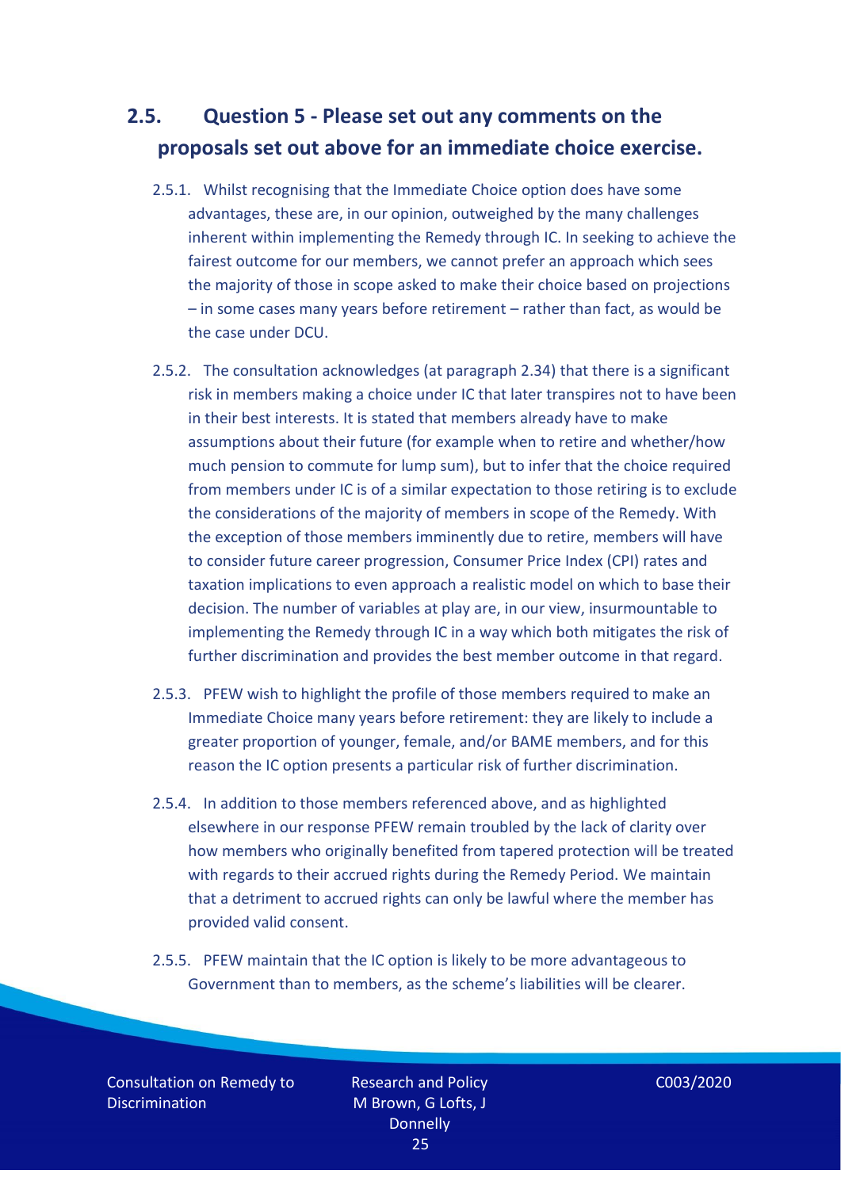## 2.5. Question 5 - Please set out any comments on the proposals set out above for an immediate choice exercise.

2.5.1. Whilst recognising that the Immediate Choice option does have some advantages, these are, in our opinion, outweighed by the many challenges inherent within implementing the Remedy through IC. In seeking to achieve the fairest outcome for our members, we cannot prefer an approach which sees the majority of those in scope asked to make their choice based on projections – in some cases many years before retirement – rather than fact, as would be the case under DCU.

2.5.2. The consultation acknowledges (at paragraph 2.34) that there is a significant risk in members making a choice under IC that later transpires not to have been in their best interests. It is stated that members already have to make assumptions about their future (for example when to retire and whether/how much pension to commute for lump sum), but to infer that the choice required from members under IC is of a similar expectation to those retiring is to exclude the considerations of the majority of members in scope of the Remedy. With the exception of those members imminently due to retire, members will have to consider future career progression, Consumer Price Index (CPI) rates and taxation implications to even approach a realistic model on which to base their decision. The number of variables at play are, in our view, insurmountable to implementing the Remedy through IC in a way which both mitigates the risk of further discrimination and provides the best member outcome in that regard.

2.5.3. PFEW wish to highlight the profile of those members required to make an Immediate Choice many years before retirement: they are likely to include a greater proportion of younger, female, and/or BAME members, and for this reason the IC option presents a particular risk of further discrimination.

2.5.4. In addition to those members referenced above, and as highlighted elsewhere in our response PFEW remain troubled by the lack of clarity over how members who originally benefited from tapered protection will be treated with regards to their accrued rights during the Remedy Period. We maintain that a detriment to accrued rights can only be lawful where the member has provided valid consent.

2.5.5. PFEW maintain that the IC option is likely to be more advantageous to Government than to members, as the scheme's liabilities will be clearer.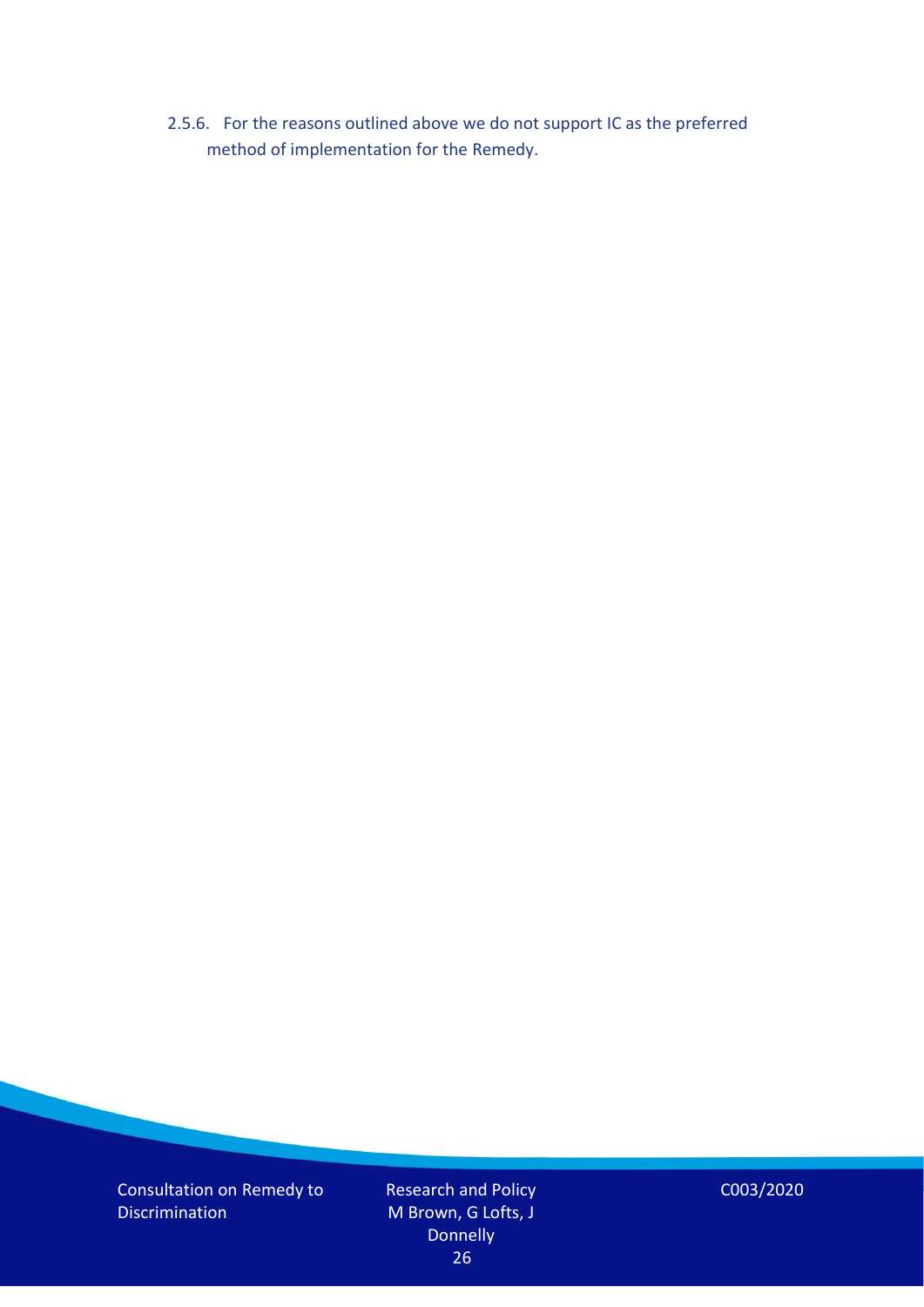2.5.6. For the reasons outlined above we do not support IC as the preferred method of implementation for the Remedy.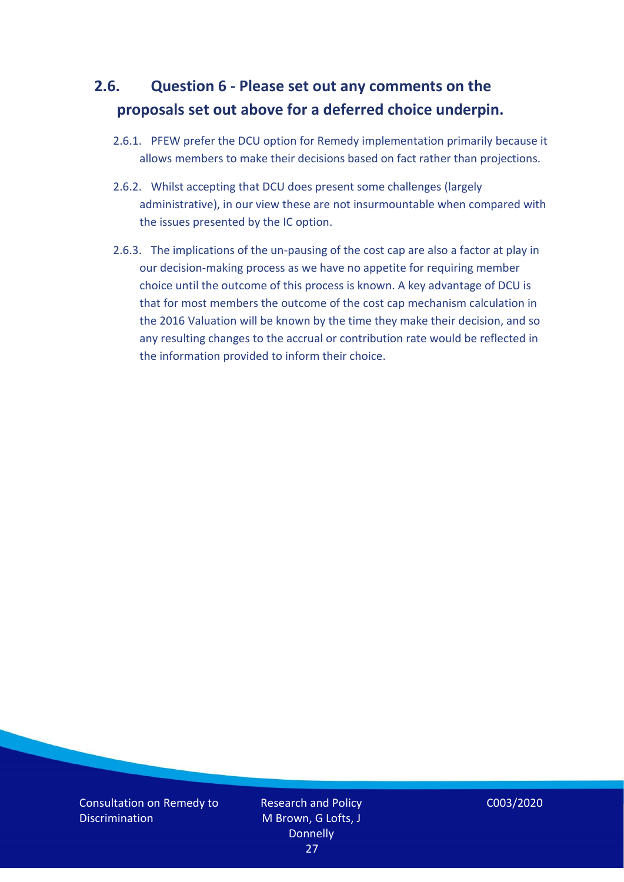## 2.6. Question 6 - Please set out any comments on the proposals set out above for a deferred choice underpin.

2.6.1. PFEW prefer the DCU option for Remedy implementation primarily because it allows members to make their decisions based on fact rather than projections.

2.6.2. Whilst accepting that DCU does present some challenges (largely administrative), in our view these are not insurmountable when compared with the issues presented by the IC option.

2.6.3. The implications of the un-pausing of the cost cap are also a factor at play in our decision-making process as we have no appetite for requiring member choice until the outcome of this process is known. A key advantage of DCU is that for most members the outcome of the cost cap mechanism calculation in the 2016 Valuation will be known by the time they make their decision, and so any resulting changes to the accrual or contribution rate would be reflected in the information provided to inform their choice.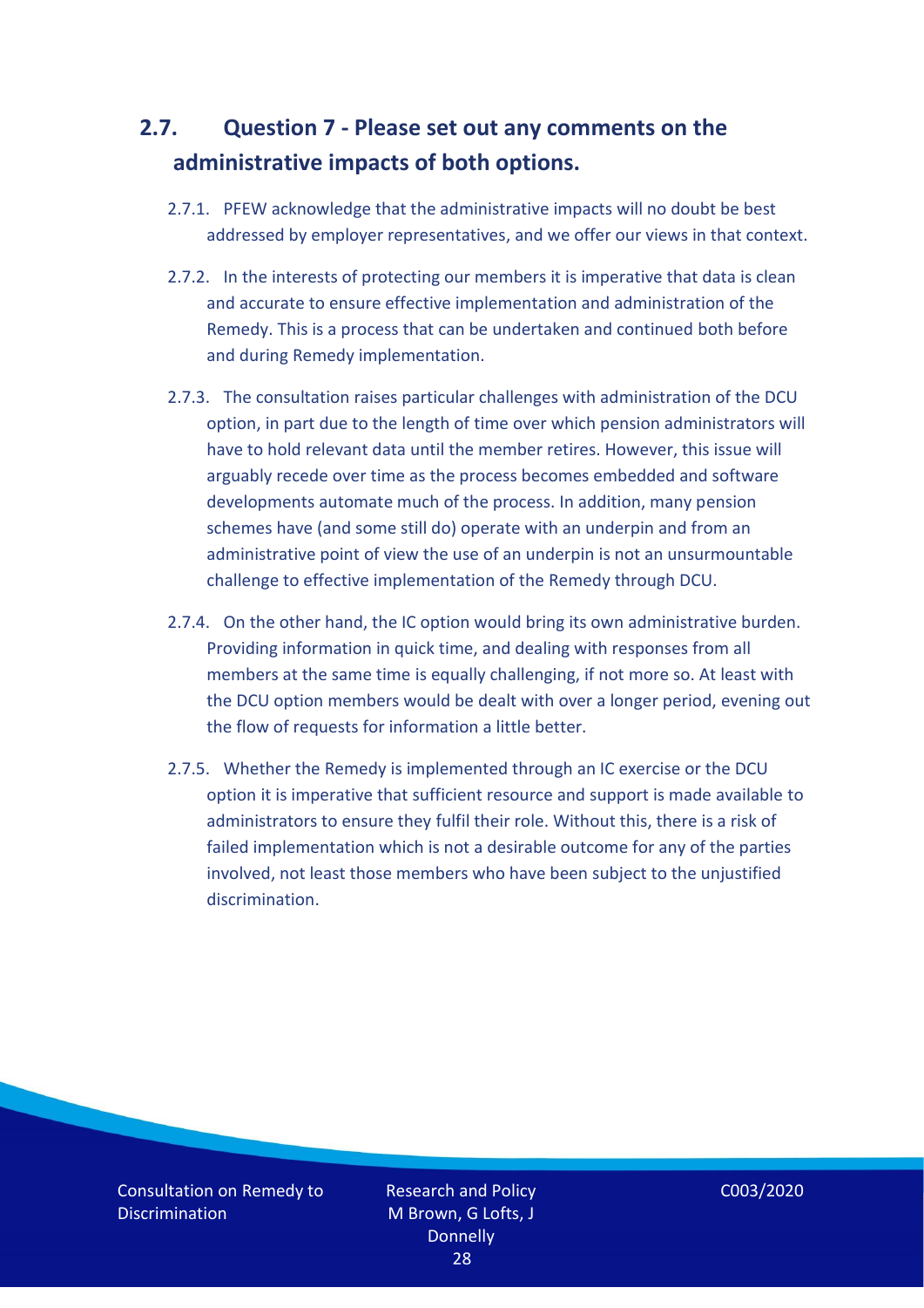## 2.7. Question 7 - Please set out any comments on the administrative impacts of both options.

2.7.1. PFEW acknowledge that the administrative impacts will no doubt be best addressed by employer representatives, and we offer our views in that context.

2.7.2. In the interests of protecting our members it is imperative that data is clean and accurate to ensure effective implementation and administration of the Remedy. This is a process that can be undertaken and continued both before and during Remedy implementation.

2.7.3. The consultation raises particular challenges with administration of the DCU option, in part due to the length of time over which pension administrators will have to hold relevant data until the member retires. However, this issue will arguably recede over time as the process becomes embedded and software developments automate much of the process. In addition, many pension schemes have (and some still do) operate with an underpin and from an administrative point of view the use of an underpin is not an unsurmountable challenge to effective implementation of the Remedy through DCU.

2.7.4. On the other hand, the IC option would bring its own administrative burden. Providing information in quick time, and dealing with responses from all members at the same time is equally challenging, if not more so. At least with the DCU option members would be dealt with over a longer period, evening out the flow of requests for information a little better.

2.7.5. Whether the Remedy is implemented through an IC exercise or the DCU option it is imperative that sufficient resource and support is made available to administrators to ensure they fulfil their role. Without this, there is a risk of failed implementation which is not a desirable outcome for any of the parties involved, not least those members who have been subject to the unjustified discrimination.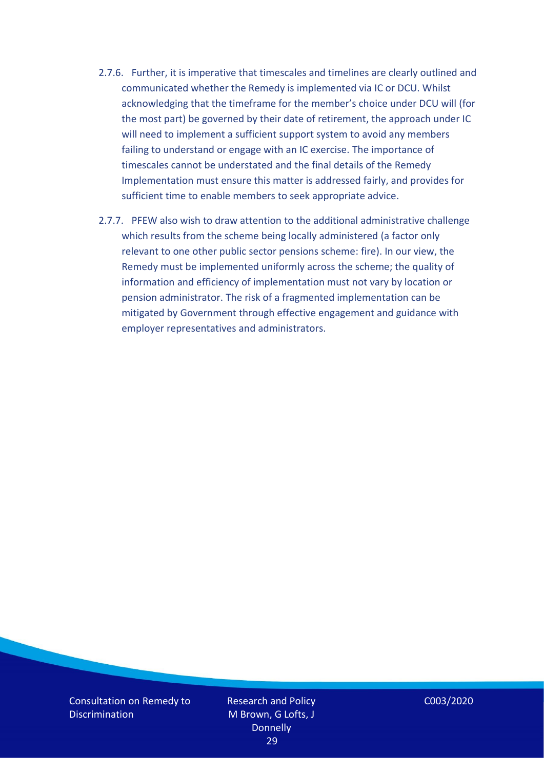2.7.6. Further, it is imperative that timescales and timelines are clearly outlined and communicated whether the Remedy is implemented via IC or DCU. Whilst acknowledging that the timeframe for the member's choice under DCU will (for the most part) be governed by their date of retirement, the approach under IC will need to implement a sufficient support system to avoid any members failing to understand or engage with an IC exercise. The importance of timescales cannot be understated and the final details of the Remedy Implementation must ensure this matter is addressed fairly, and provides for sufficient time to enable members to seek appropriate advice.

2.7.7. PFEW also wish to draw attention to the additional administrative challenge which results from the scheme being locally administered (a factor only relevant to one other public sector pensions scheme: fire). In our view, the Remedy must be implemented uniformly across the scheme; the quality of information and efficiency of implementation must not vary by location or pension administrator. The risk of a fragmented implementation can be mitigated by Government through effective engagement and guidance with employer representatives and administrators.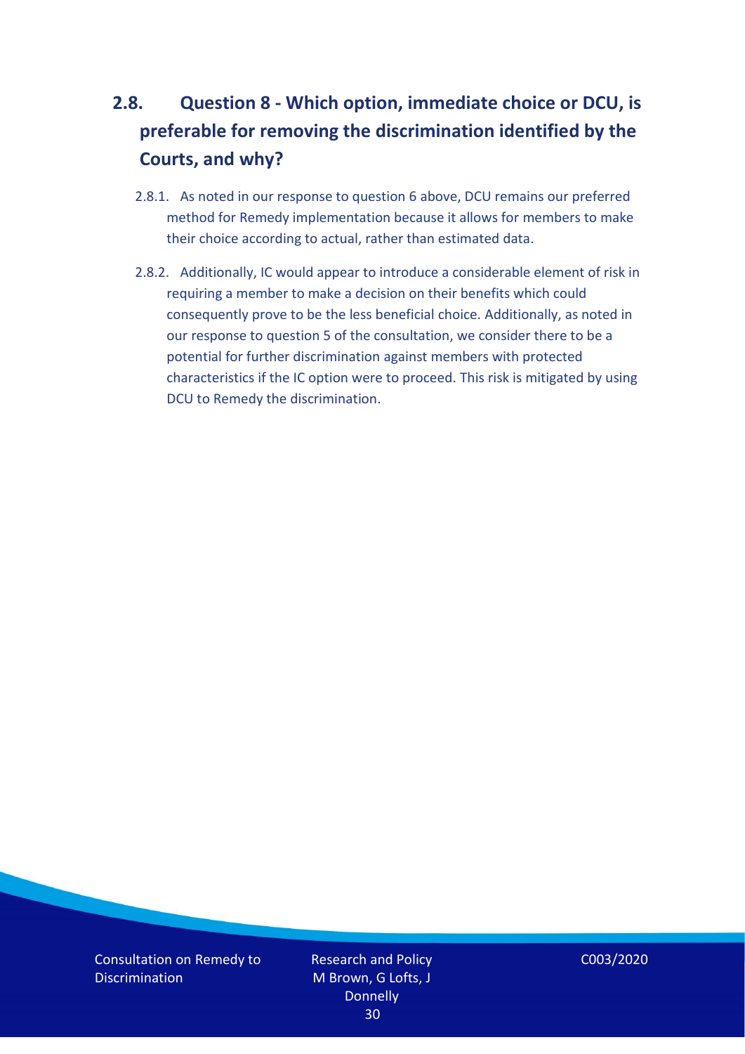## 2.8. Question 8 - Which option, immediate choice or DCU, is preferable for removing the discrimination identified by the Courts, and why?

2.8.1. As noted in our response to question 6 above, DCU remains our preferred method for Remedy implementation because it allows for members to make their choice according to actual, rather than estimated data.

2.8.2. Additionally, IC would appear to introduce a considerable element of risk in requiring a member to make a decision on their benefits which could consequently prove to be the less beneficial choice. Additionally, as noted in our response to question 5 of the consultation, we consider there to be a potential for further discrimination against members with protected characteristics if the IC option were to proceed. This risk is mitigated by using DCU to Remedy the discrimination.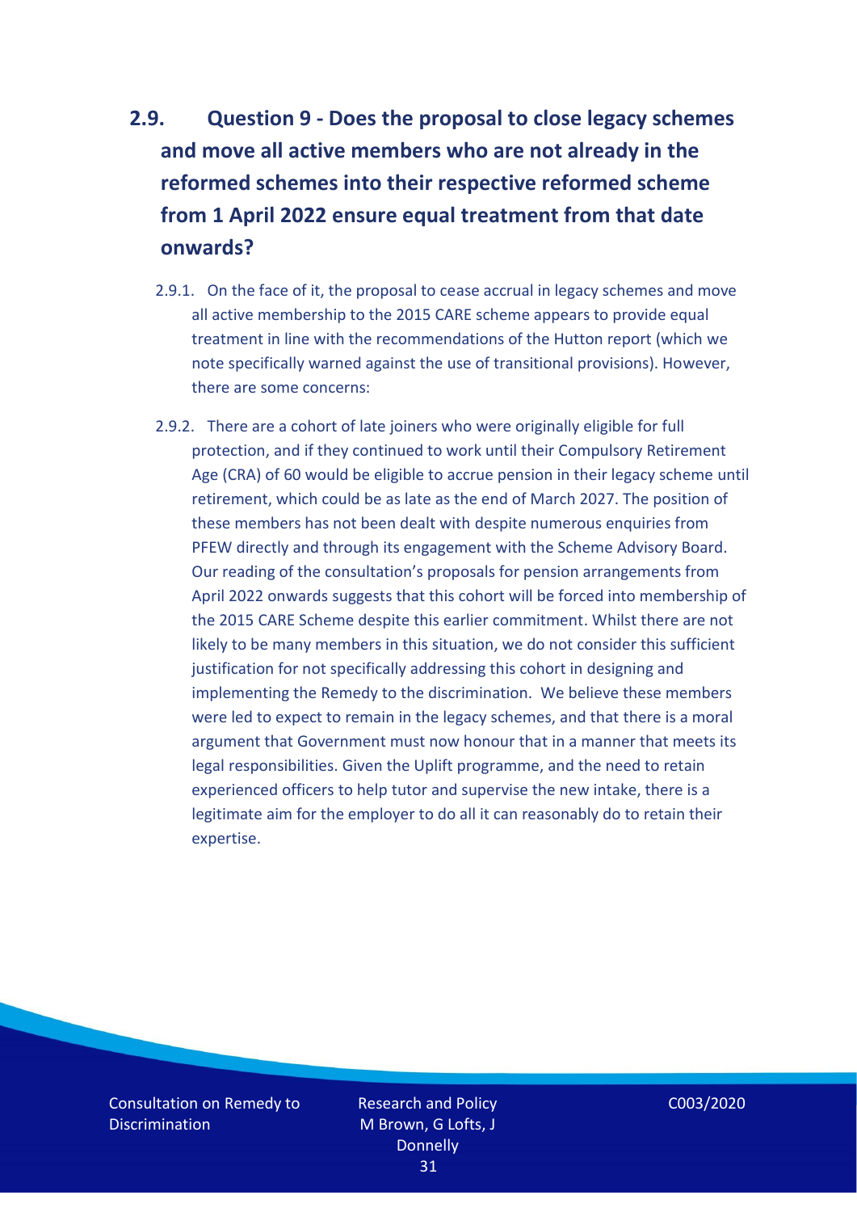## 2.9. Question 9 - Does the proposal to close legacy schemes and move all active members who are not already in the reformed schemes into their respective reformed scheme from 1 April 2022 ensure equal treatment from that date onwards?

2.9.1. On the face of it, the proposal to cease accrual in legacy schemes and move all active membership to the 2015 CARE scheme appears to provide equal treatment in line with the recommendations of the Hutton report (which we note specifically warned against the use of transitional provisions). However, there are some concerns:

2.9.2. There are a cohort of late joiners who were originally eligible for full protection, and if they continued to work until their Compulsory Retirement Age (CRA) of 60 would be eligible to accrue pension in their legacy scheme until retirement, which could be as late as the end of March 2027. The position of these members has not been dealt with despite numerous enquiries from PFEW directly and through its engagement with the Scheme Advisory Board. Our reading of the consultation's proposals for pension arrangements from April 2022 onwards suggests that this cohort will be forced into membership of the 2015 CARE Scheme despite this earlier commitment. Whilst there are not likely to be many members in this situation, we do not consider this sufficient justification for not specifically addressing this cohort in designing and implementing the Remedy to the discrimination. We believe these members were led to expect to remain in the legacy schemes, and that there is a moral argument that Government must now honour that in a manner that meets its legal responsibilities. Given the Uplift programme, and the need to retain experienced officers to help tutor and supervise the new intake, there is a legitimate aim for the employer to do all it can reasonably do to retain their expertise.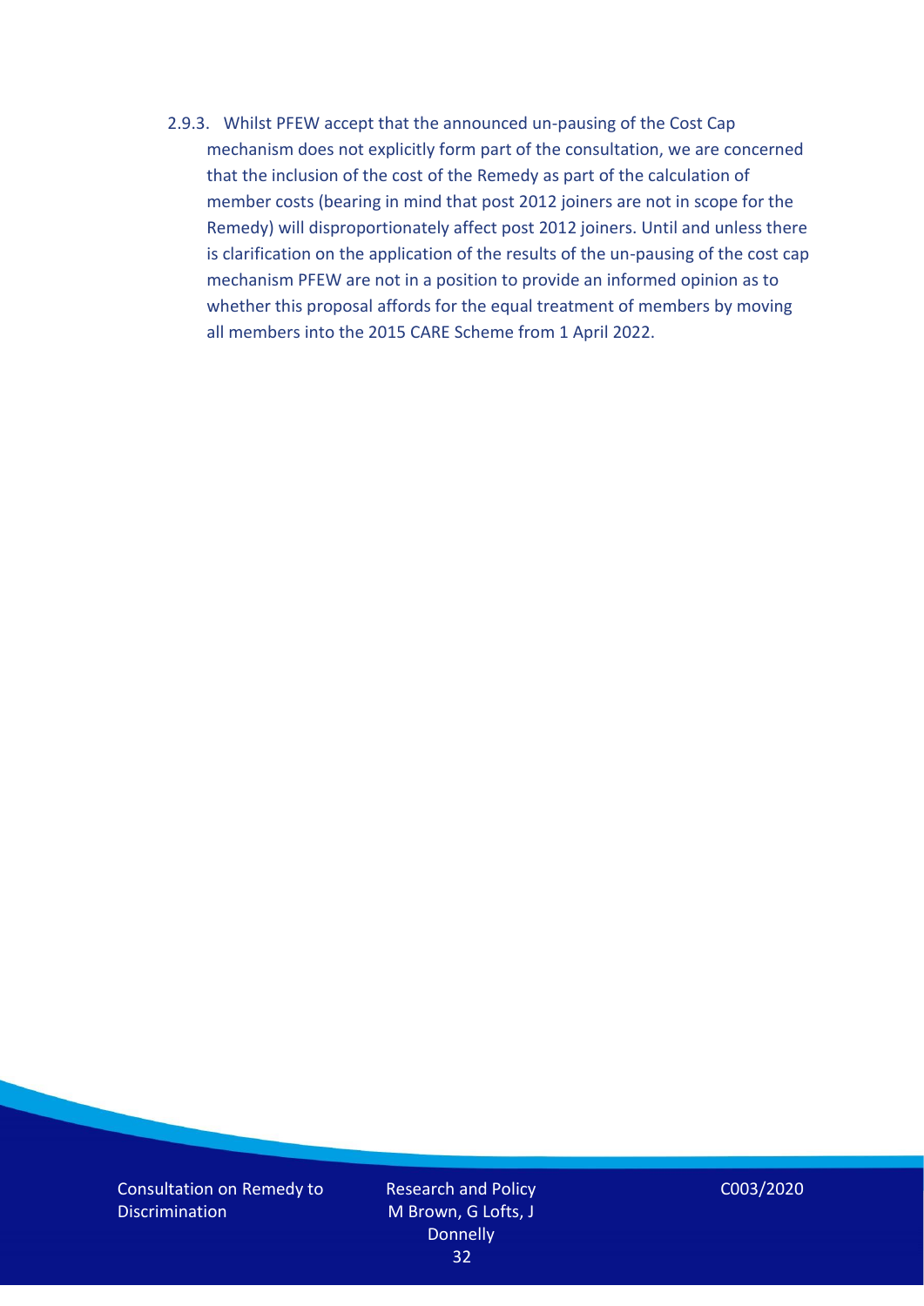2.9.3. Whilst PFEW accept that the announced un-pausing of the Cost Cap mechanism does not explicitly form part of the consultation, we are concerned that the inclusion of the cost of the Remedy as part of the calculation of member costs (bearing in mind that post 2012 joiners are not in scope for the Remedy) will disproportionately affect post 2012 joiners. Until and unless there is clarification on the application of the results of the un-pausing of the cost cap mechanism PFEW are not in a position to provide an informed opinion as to whether this proposal affords for the equal treatment of members by moving all members into the 2015 CARE Scheme from 1 April 2022.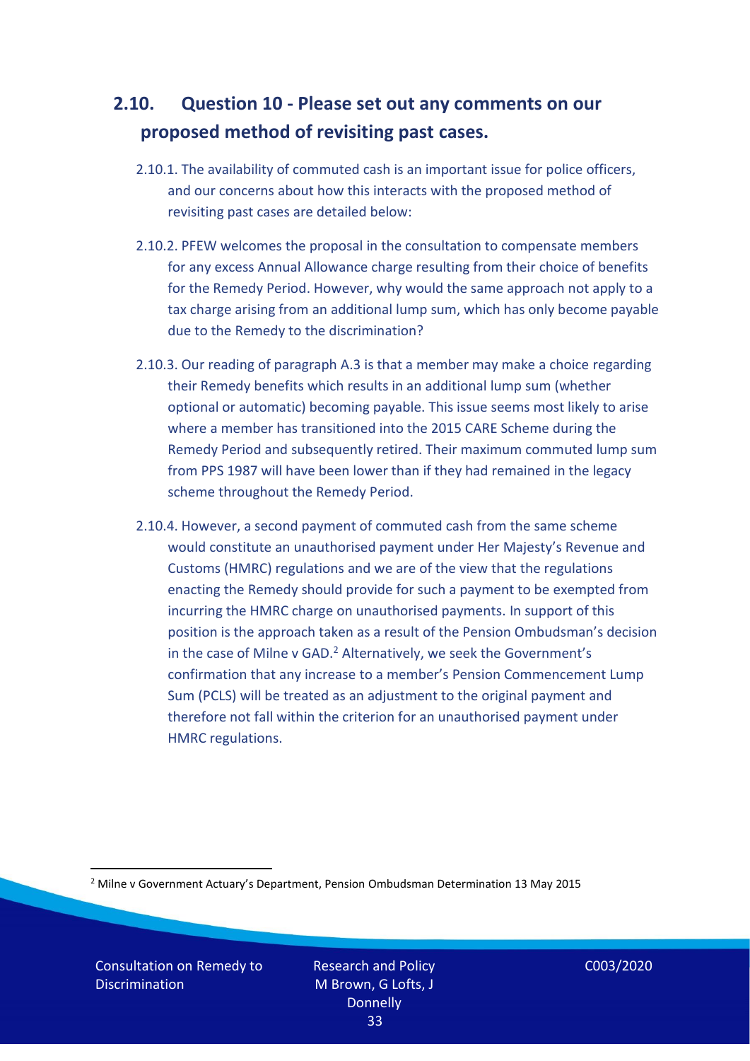## 2.10. Question 10 - Please set out any comments on our proposed method of revisiting past cases.

2.10.1. The availability of commuted cash is an important issue for police officers, and our concerns about how this interacts with the proposed method of revisiting past cases are detailed below:

2.10.2. PFEW welcomes the proposal in the consultation to compensate members for any excess Annual Allowance charge resulting from their choice of benefits for the Remedy Period. However, why would the same approach not apply to a tax charge arising from an additional lump sum, which has only become payable due to the Remedy to the discrimination?

2.10.3. Our reading of paragraph A.3 is that a member may make a choice regarding their Remedy benefits which results in an additional lump sum (whether optional or automatic) becoming payable. This issue seems most likely to arise where a member has transitioned into the 2015 CARE Scheme during the Remedy Period and subsequently retired. Their maximum commuted lump sum from PPS 1987 will have been lower than if they had remained in the legacy scheme throughout the Remedy Period.

2.10.4. However, a second payment of commuted cash from the same scheme would constitute an unauthorised payment under Her Majesty's Revenue and Customs (HMRC) regulations and we are of the view that the regulations enacting the Remedy should provide for such a payment to be exempted from incurring the HMRC charge on unauthorised payments. In support of this position is the approach taken as a result of the Pension Ombudsman's decision in the case of Milne v GAD.[2] Alternatively, we seek the Government's confirmation that any increase to a member's Pension Commencement Lump Sum (PCLS) will be treated as an adjustment to the original payment and therefore not fall within the criterion for an unauthorised payment under HMRC regulations.

[2] Milne v Government Actuary's Department, Pension Ombudsman Determination 13 May 2015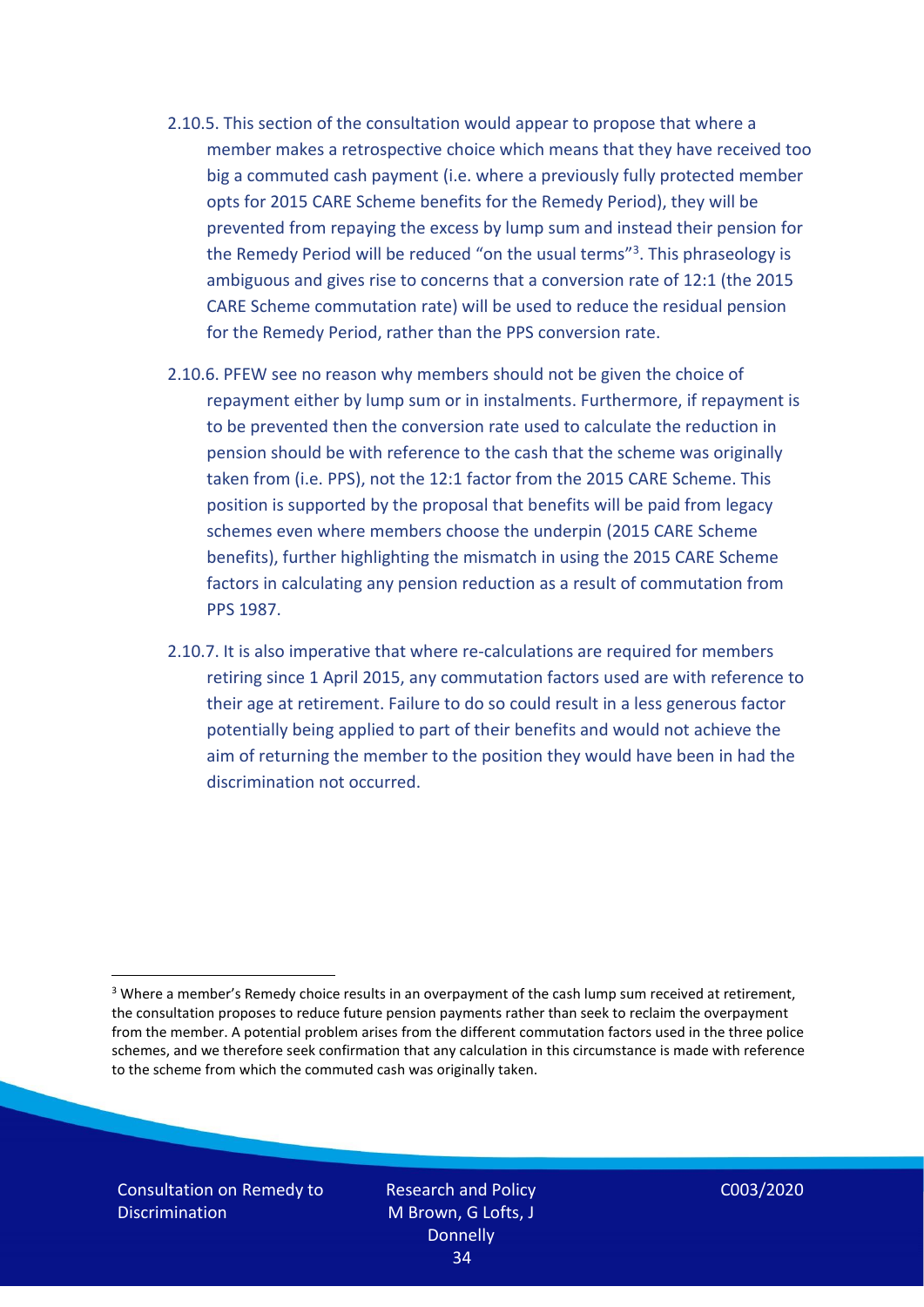2.10.5. This section of the consultation would appear to propose that where a member makes a retrospective choice which means that they have received too big a commuted cash payment (i.e. where a previously fully protected member opts for 2015 CARE Scheme benefits for the Remedy Period), they will be prevented from repaying the excess by lump sum and instead their pension for the Remedy Period will be reduced "on the usual terms"[3]. This phraseology is ambiguous and gives rise to concerns that a conversion rate of 12:1 (the 2015 CARE Scheme commutation rate) will be used to reduce the residual pension for the Remedy Period, rather than the PPS conversion rate.

2.10.6. PFEW see no reason why members should not be given the choice of repayment either by lump sum or in instalments. Furthermore, if repayment is to be prevented then the conversion rate used to calculate the reduction in pension should be with reference to the cash that the scheme was originally taken from (i.e. PPS), not the 12:1 factor from the 2015 CARE Scheme. This position is supported by the proposal that benefits will be paid from legacy schemes even where members choose the underpin (2015 CARE Scheme benefits), further highlighting the mismatch in using the 2015 CARE Scheme factors in calculating any pension reduction as a result of commutation from PPS 1987.

2.10.7. It is also imperative that where re-calculations are required for members retiring since 1 April 2015, any commutation factors used are with reference to their age at retirement. Failure to do so could result in a less generous factor potentially being applied to part of their benefits and would not achieve the aim of returning the member to the position they would have been in had the discrimination not occurred.

---

[3] Where a member's Remedy choice results in an overpayment of the cash lump sum received at retirement, the consultation proposes to reduce future pension payments rather than seek to reclaim the overpayment from the member. A potential problem arises from the different commutation factors used in the three police schemes, and we therefore seek confirmation that any calculation in this circumstance is made with reference to the scheme from which the commuted cash was originally taken.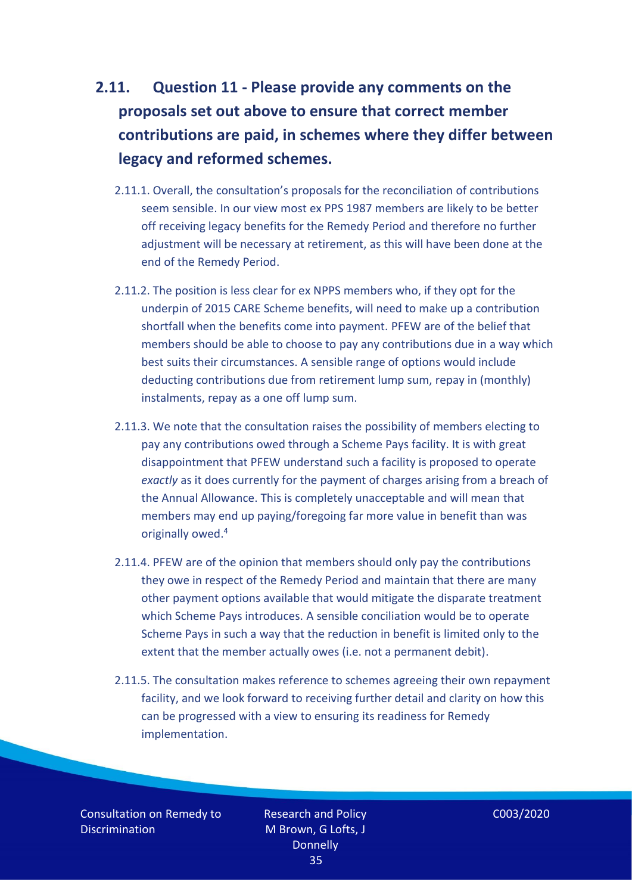## 2.11. Question 11 - Please provide any comments on the proposals set out above to ensure that correct member contributions are paid, in schemes where they differ between legacy and reformed schemes.

2.11.1. Overall, the consultation's proposals for the reconciliation of contributions seem sensible. In our view most ex PPS 1987 members are likely to be better off receiving legacy benefits for the Remedy Period and therefore no further adjustment will be necessary at retirement, as this will have been done at the end of the Remedy Period.

2.11.2. The position is less clear for ex NPPS members who, if they opt for the underpin of 2015 CARE Scheme benefits, will need to make up a contribution shortfall when the benefits come into payment. PFEW are of the belief that members should be able to choose to pay any contributions due in a way which best suits their circumstances. A sensible range of options would include deducting contributions due from retirement lump sum, repay in (monthly) instalments, repay as a one off lump sum.

2.11.3. We note that the consultation raises the possibility of members electing to pay any contributions owed through a Scheme Pays facility. It is with great disappointment that PFEW understand such a facility is proposed to operate *exactly* as it does currently for the payment of charges arising from a breach of the Annual Allowance. This is completely unacceptable and will mean that members may end up paying/foregoing far more value in benefit than was originally owed.[4]

2.11.4. PFEW are of the opinion that members should only pay the contributions they owe in respect of the Remedy Period and maintain that there are many other payment options available that would mitigate the disparate treatment which Scheme Pays introduces. A sensible conciliation would be to operate Scheme Pays in such a way that the reduction in benefit is limited only to the extent that the member actually owes (i.e. not a permanent debit).

2.11.5. The consultation makes reference to schemes agreeing their own repayment facility, and we look forward to receiving further detail and clarity on how this can be progressed with a view to ensuring its readiness for Remedy implementation.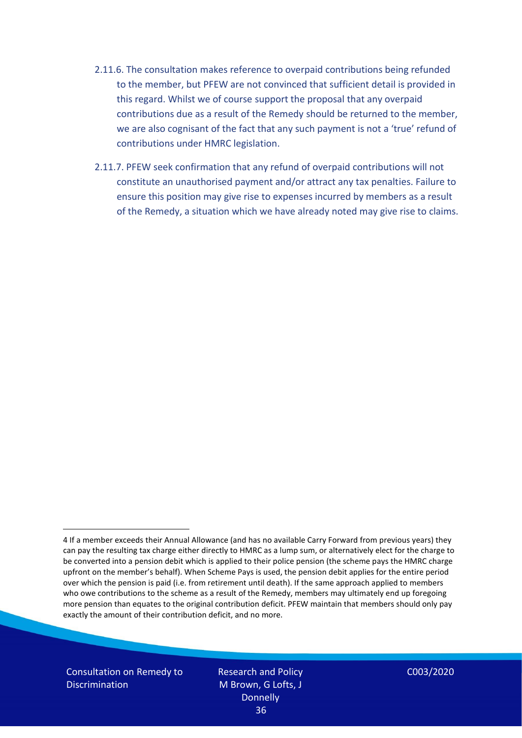2.11.6. The consultation makes reference to overpaid contributions being refunded to the member, but PFEW are not convinced that sufficient detail is provided in this regard. Whilst we of course support the proposal that any overpaid contributions due as a result of the Remedy should be returned to the member, we are also cognisant of the fact that any such payment is not a 'true' refund of contributions under HMRC legislation.

2.11.7. PFEW seek confirmation that any refund of overpaid contributions will not constitute an unauthorised payment and/or attract any tax penalties. Failure to ensure this position may give rise to expenses incurred by members as a result of the Remedy, a situation which we have already noted may give rise to claims.

---

4 If a member exceeds their Annual Allowance (and has no available Carry Forward from previous years) they can pay the resulting tax charge either directly to HMRC as a lump sum, or alternatively elect for the charge to be converted into a pension debit which is applied to their police pension (the scheme pays the HMRC charge upfront on the member's behalf). When Scheme Pays is used, the pension debit applies for the entire period over which the pension is paid (i.e. from retirement until death). If the same approach applied to members who owe contributions to the scheme as a result of the Remedy, members may ultimately end up foregoing more pension than equates to the original contribution deficit. PFEW maintain that members should only pay exactly the amount of their contribution deficit, and no more.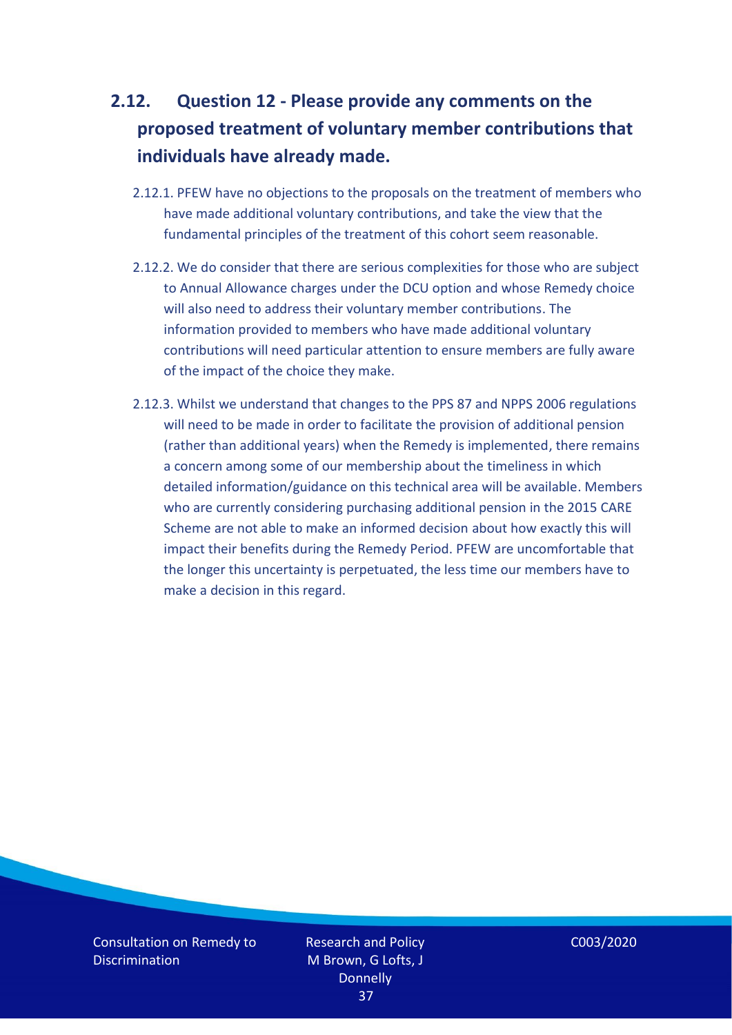## 2.12. Question 12 - Please provide any comments on the proposed treatment of voluntary member contributions that individuals have already made.

2.12.1. PFEW have no objections to the proposals on the treatment of members who have made additional voluntary contributions, and take the view that the fundamental principles of the treatment of this cohort seem reasonable.

2.12.2. We do consider that there are serious complexities for those who are subject to Annual Allowance charges under the DCU option and whose Remedy choice will also need to address their voluntary member contributions. The information provided to members who have made additional voluntary contributions will need particular attention to ensure members are fully aware of the impact of the choice they make.

2.12.3. Whilst we understand that changes to the PPS 87 and NPPS 2006 regulations will need to be made in order to facilitate the provision of additional pension (rather than additional years) when the Remedy is implemented, there remains a concern among some of our membership about the timeliness in which detailed information/guidance on this technical area will be available. Members who are currently considering purchasing additional pension in the 2015 CARE Scheme are not able to make an informed decision about how exactly this will impact their benefits during the Remedy Period. PFEW are uncomfortable that the longer this uncertainty is perpetuated, the less time our members have to make a decision in this regard.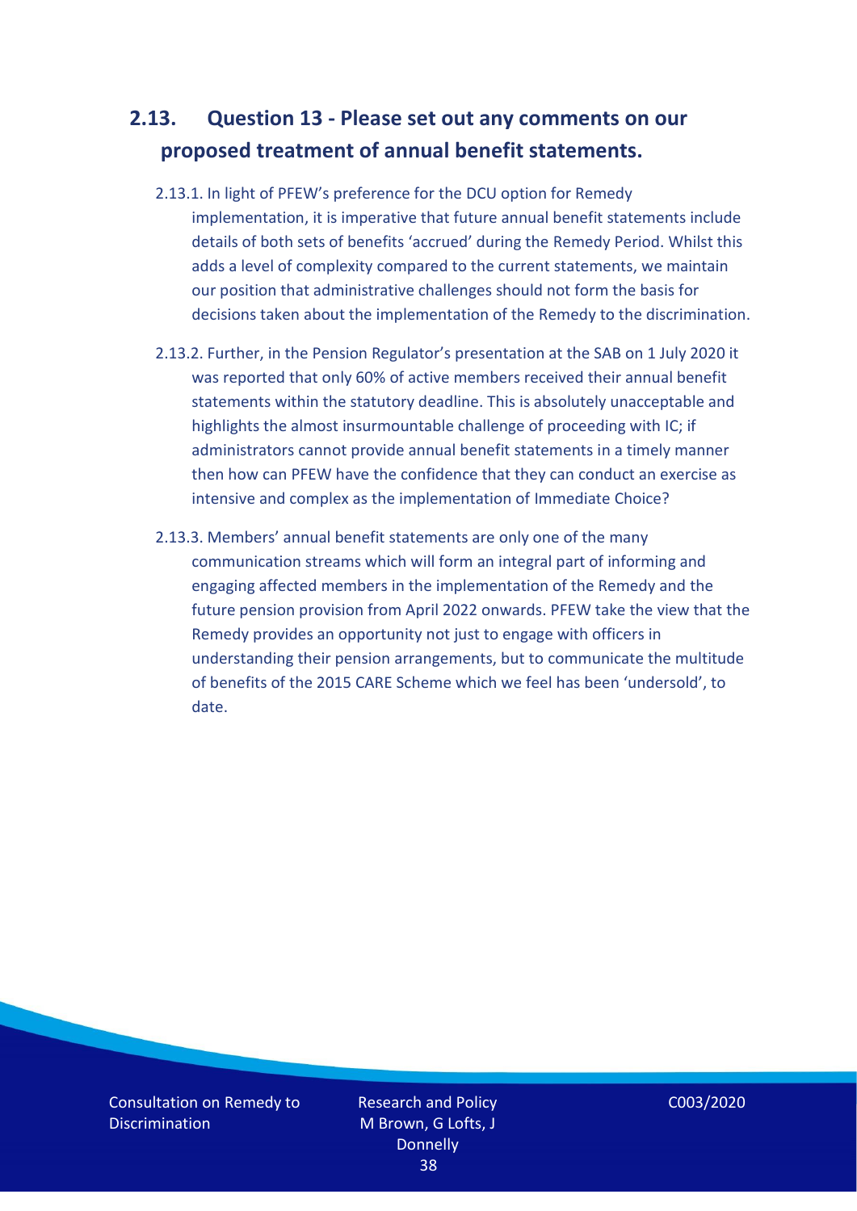## 2.13. Question 13 - Please set out any comments on our proposed treatment of annual benefit statements.

2.13.1. In light of PFEW's preference for the DCU option for Remedy implementation, it is imperative that future annual benefit statements include details of both sets of benefits 'accrued' during the Remedy Period. Whilst this adds a level of complexity compared to the current statements, we maintain our position that administrative challenges should not form the basis for decisions taken about the implementation of the Remedy to the discrimination.

2.13.2. Further, in the Pension Regulator's presentation at the SAB on 1 July 2020 it was reported that only 60% of active members received their annual benefit statements within the statutory deadline. This is absolutely unacceptable and highlights the almost insurmountable challenge of proceeding with IC; if administrators cannot provide annual benefit statements in a timely manner then how can PFEW have the confidence that they can conduct an exercise as intensive and complex as the implementation of Immediate Choice?

2.13.3. Members' annual benefit statements are only one of the many communication streams which will form an integral part of informing and engaging affected members in the implementation of the Remedy and the future pension provision from April 2022 onwards. PFEW take the view that the Remedy provides an opportunity not just to engage with officers in understanding their pension arrangements, but to communicate the multitude of benefits of the 2015 CARE Scheme which we feel has been 'undersold', to date.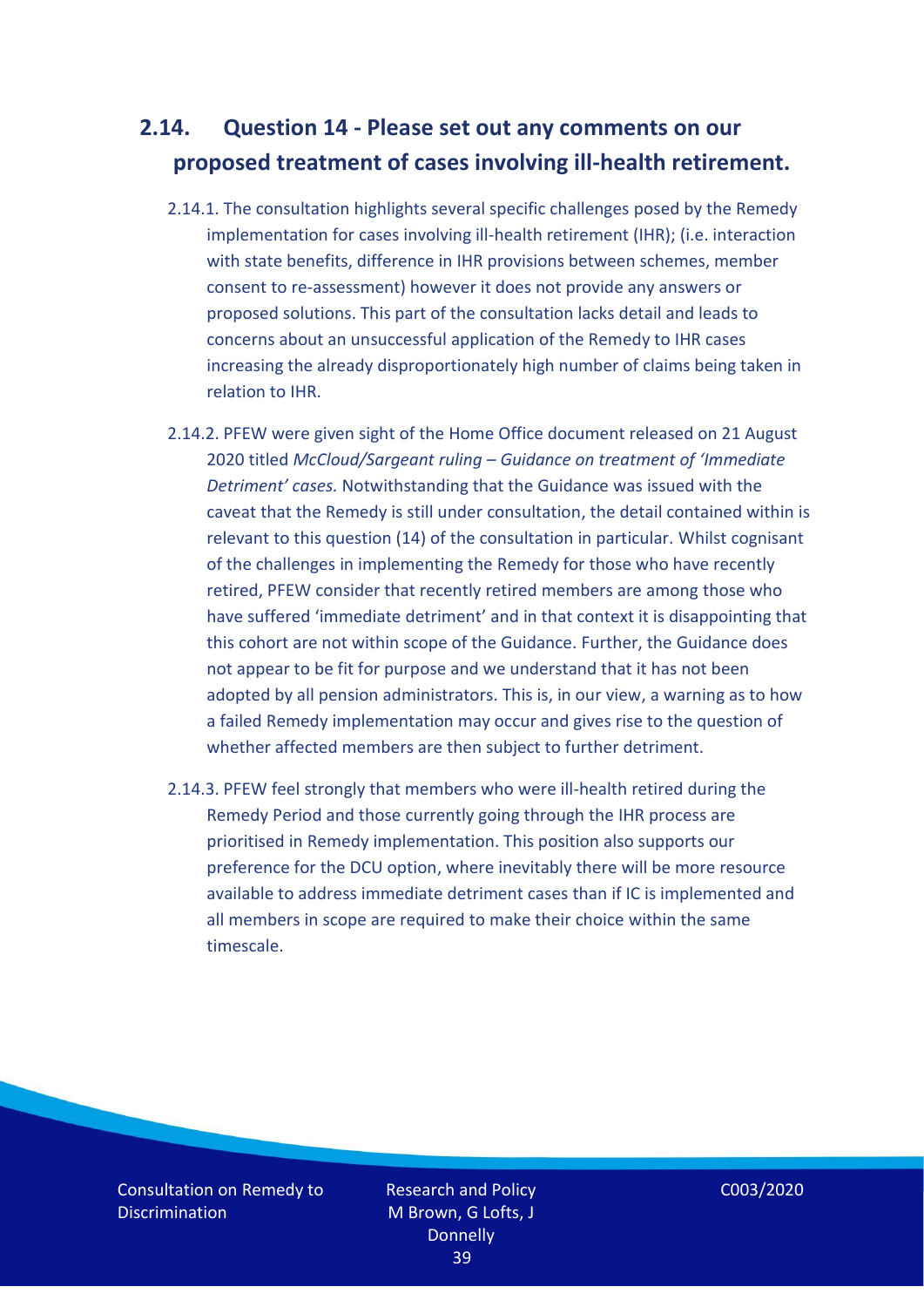## 2.14. Question 14 - Please set out any comments on our proposed treatment of cases involving ill-health retirement.

2.14.1. The consultation highlights several specific challenges posed by the Remedy implementation for cases involving ill-health retirement (IHR); (i.e. interaction with state benefits, difference in IHR provisions between schemes, member consent to re-assessment) however it does not provide any answers or proposed solutions. This part of the consultation lacks detail and leads to concerns about an unsuccessful application of the Remedy to IHR cases increasing the already disproportionately high number of claims being taken in relation to IHR.

2.14.2. PFEW were given sight of the Home Office document released on 21 August 2020 titled *McCloud/Sargeant ruling – Guidance on treatment of 'Immediate Detriment' cases.* Notwithstanding that the Guidance was issued with the caveat that the Remedy is still under consultation, the detail contained within is relevant to this question (14) of the consultation in particular. Whilst cognisant of the challenges in implementing the Remedy for those who have recently retired, PFEW consider that recently retired members are among those who have suffered 'immediate detriment' and in that context it is disappointing that this cohort are not within scope of the Guidance. Further, the Guidance does not appear to be fit for purpose and we understand that it has not been adopted by all pension administrators. This is, in our view, a warning as to how a failed Remedy implementation may occur and gives rise to the question of whether affected members are then subject to further detriment.

2.14.3. PFEW feel strongly that members who were ill-health retired during the Remedy Period and those currently going through the IHR process are prioritised in Remedy implementation. This position also supports our preference for the DCU option, where inevitably there will be more resource available to address immediate detriment cases than if IC is implemented and all members in scope are required to make their choice within the same timescale.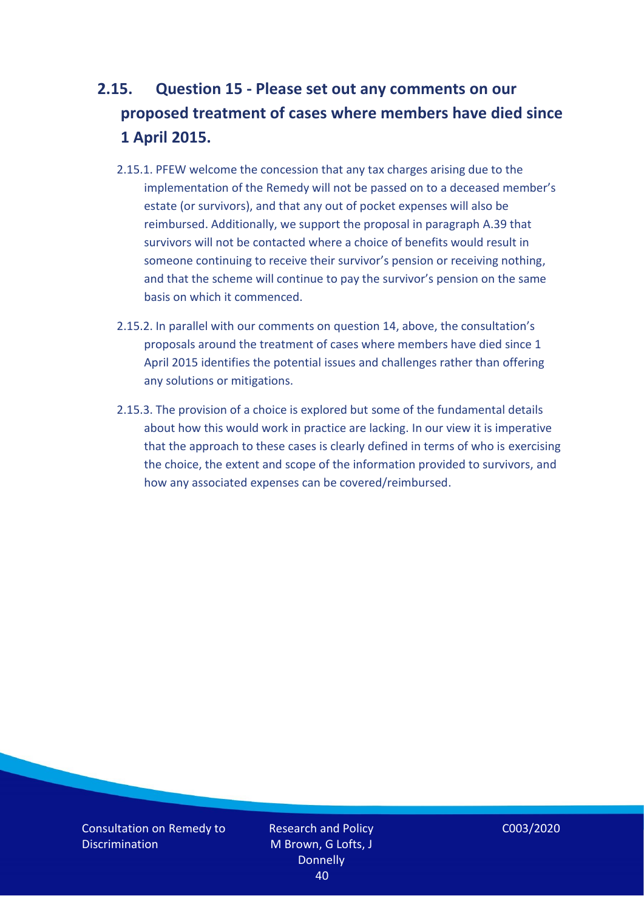## 2.15. Question 15 - Please set out any comments on our proposed treatment of cases where members have died since 1 April 2015.

2.15.1. PFEW welcome the concession that any tax charges arising due to the implementation of the Remedy will not be passed on to a deceased member's estate (or survivors), and that any out of pocket expenses will also be reimbursed. Additionally, we support the proposal in paragraph A.39 that survivors will not be contacted where a choice of benefits would result in someone continuing to receive their survivor's pension or receiving nothing, and that the scheme will continue to pay the survivor's pension on the same basis on which it commenced.

2.15.2. In parallel with our comments on question 14, above, the consultation's proposals around the treatment of cases where members have died since 1 April 2015 identifies the potential issues and challenges rather than offering any solutions or mitigations.

2.15.3. The provision of a choice is explored but some of the fundamental details about how this would work in practice are lacking. In our view it is imperative that the approach to these cases is clearly defined in terms of who is exercising the choice, the extent and scope of the information provided to survivors, and how any associated expenses can be covered/reimbursed.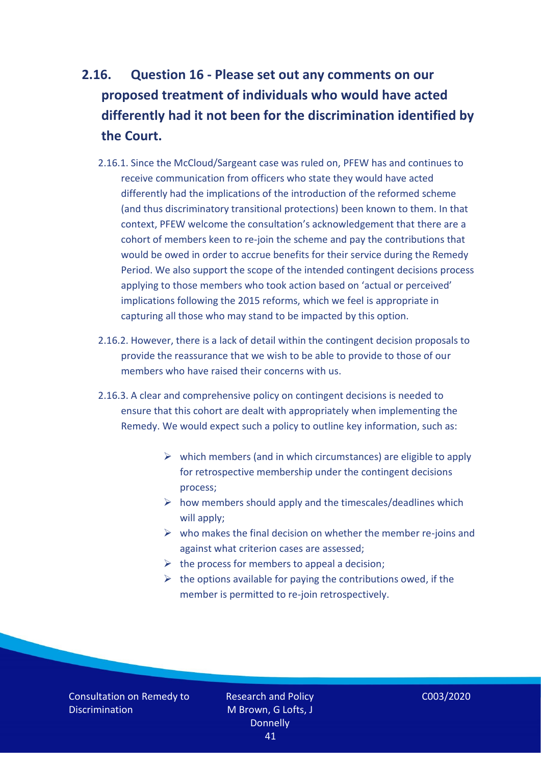## 2.16. Question 16 - Please set out any comments on our proposed treatment of individuals who would have acted differently had it not been for the discrimination identified by the Court.

2.16.1. Since the McCloud/Sargeant case was ruled on, PFEW has and continues to receive communication from officers who state they would have acted differently had the implications of the introduction of the reformed scheme (and thus discriminatory transitional protections) been known to them. In that context, PFEW welcome the consultation's acknowledgement that there are a cohort of members keen to re-join the scheme and pay the contributions that would be owed in order to accrue benefits for their service during the Remedy Period. We also support the scope of the intended contingent decisions process applying to those members who took action based on 'actual or perceived' implications following the 2015 reforms, which we feel is appropriate in capturing all those who may stand to be impacted by this option.

2.16.2. However, there is a lack of detail within the contingent decision proposals to provide the reassurance that we wish to be able to provide to those of our members who have raised their concerns with us.

2.16.3. A clear and comprehensive policy on contingent decisions is needed to ensure that this cohort are dealt with appropriately when implementing the Remedy. We would expect such a policy to outline key information, such as:

- which members (and in which circumstances) are eligible to apply for retrospective membership under the contingent decisions process;
- how members should apply and the timescales/deadlines which will apply;
- who makes the final decision on whether the member re-joins and against what criterion cases are assessed;
- the process for members to appeal a decision;
- the options available for paying the contributions owed, if the member is permitted to re-join retrospectively.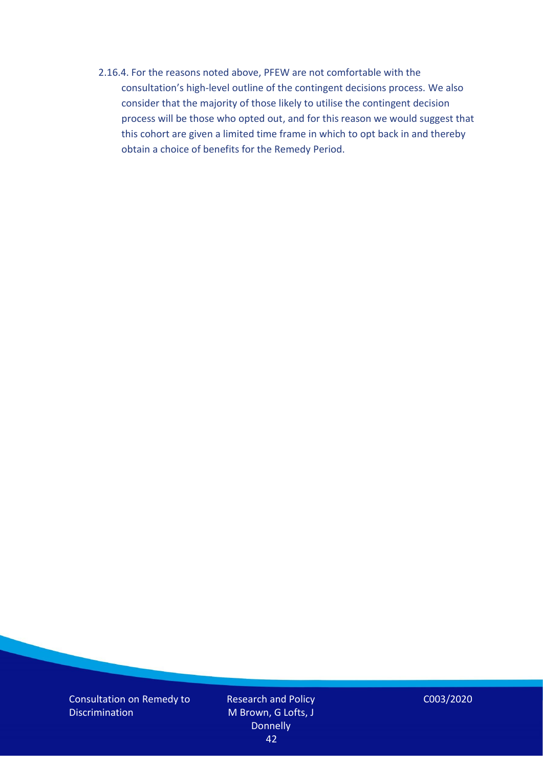2.16.4. For the reasons noted above, PFEW are not comfortable with the consultation's high-level outline of the contingent decisions process. We also consider that the majority of those likely to utilise the contingent decision process will be those who opted out, and for this reason we would suggest that this cohort are given a limited time frame in which to opt back in and thereby obtain a choice of benefits for the Remedy Period.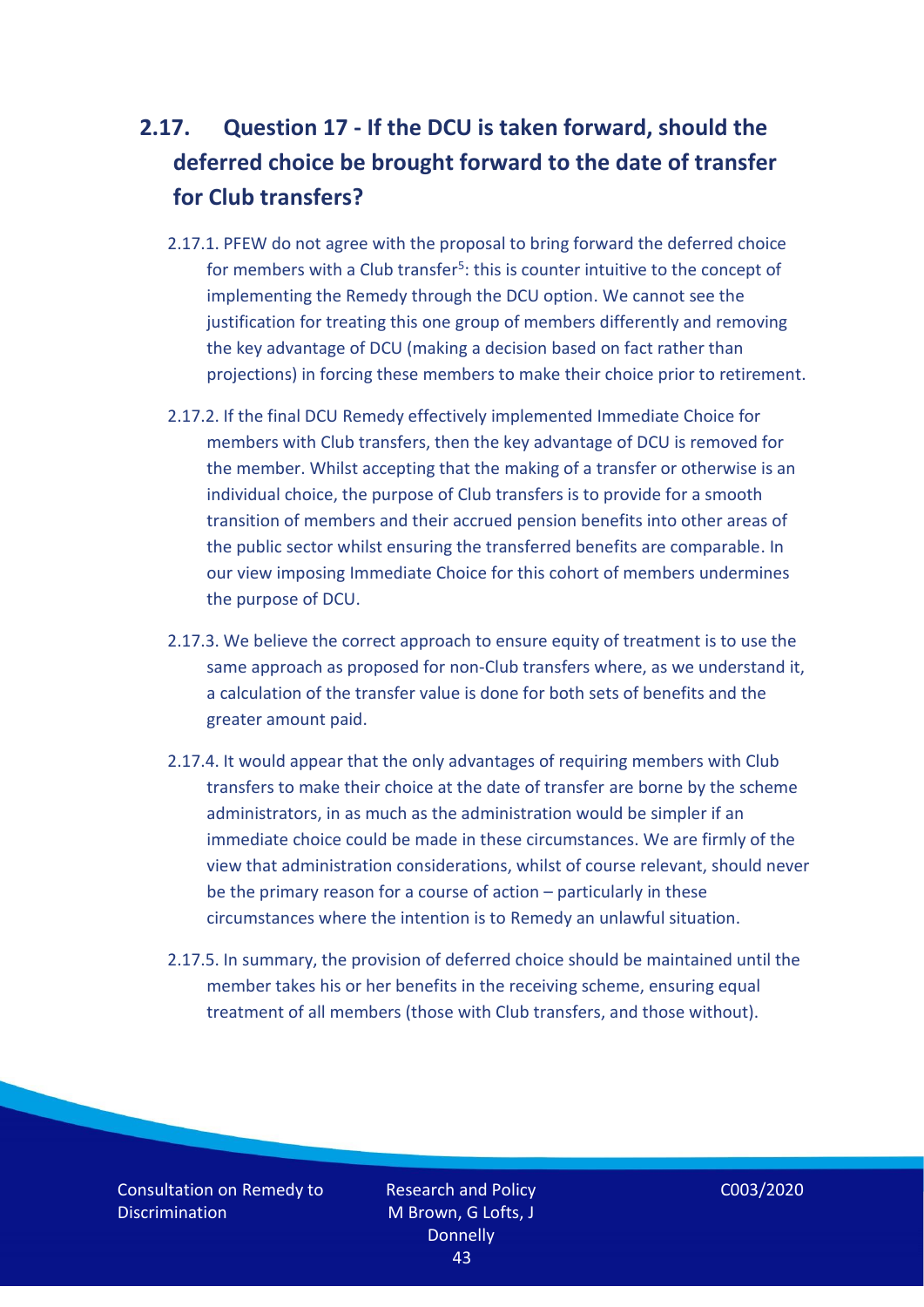## 2.17. Question 17 - If the DCU is taken forward, should the deferred choice be brought forward to the date of transfer for Club transfers?

2.17.1. PFEW do not agree with the proposal to bring forward the deferred choice for members with a Club transfer[5]: this is counter intuitive to the concept of implementing the Remedy through the DCU option. We cannot see the justification for treating this one group of members differently and removing the key advantage of DCU (making a decision based on fact rather than projections) in forcing these members to make their choice prior to retirement.

2.17.2. If the final DCU Remedy effectively implemented Immediate Choice for members with Club transfers, then the key advantage of DCU is removed for the member. Whilst accepting that the making of a transfer or otherwise is an individual choice, the purpose of Club transfers is to provide for a smooth transition of members and their accrued pension benefits into other areas of the public sector whilst ensuring the transferred benefits are comparable. In our view imposing Immediate Choice for this cohort of members undermines the purpose of DCU.

2.17.3. We believe the correct approach to ensure equity of treatment is to use the same approach as proposed for non-Club transfers where, as we understand it, a calculation of the transfer value is done for both sets of benefits and the greater amount paid.

2.17.4. It would appear that the only advantages of requiring members with Club transfers to make their choice at the date of transfer are borne by the scheme administrators, in as much as the administration would be simpler if an immediate choice could be made in these circumstances. We are firmly of the view that administration considerations, whilst of course relevant, should never be the primary reason for a course of action – particularly in these circumstances where the intention is to Remedy an unlawful situation.

2.17.5. In summary, the provision of deferred choice should be maintained until the member takes his or her benefits in the receiving scheme, ensuring equal treatment of all members (those with Club transfers, and those without).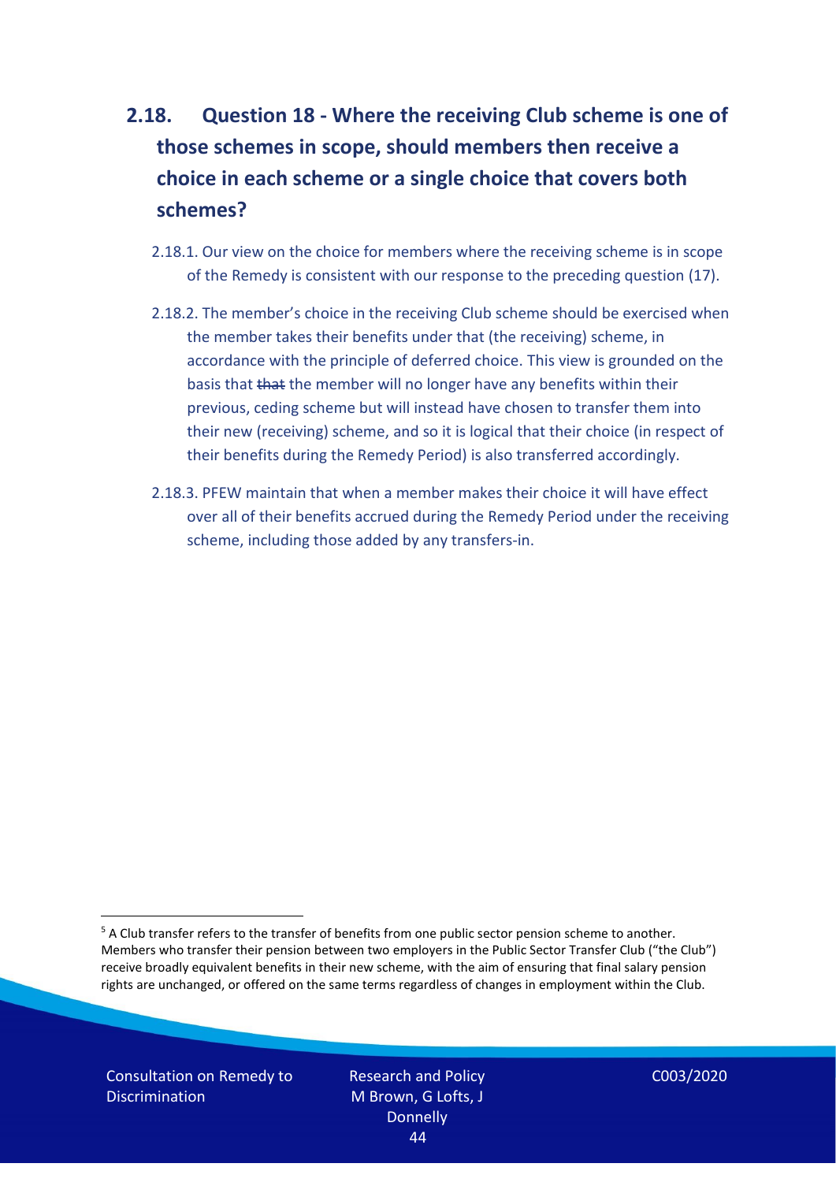## 2.18. Question 18 - Where the receiving Club scheme is one of those schemes in scope, should members then receive a choice in each scheme or a single choice that covers both schemes?

2.18.1. Our view on the choice for members where the receiving scheme is in scope of the Remedy is consistent with our response to the preceding question (17).

2.18.2. The member's choice in the receiving Club scheme should be exercised when the member takes their benefits under that (the receiving) scheme, in accordance with the principle of deferred choice. This view is grounded on the basis that ~~that~~ the member will no longer have any benefits within their previous, ceding scheme but will instead have chosen to transfer them into their new (receiving) scheme, and so it is logical that their choice (in respect of their benefits during the Remedy Period) is also transferred accordingly.

2.18.3. PFEW maintain that when a member makes their choice it will have effect over all of their benefits accrued during the Remedy Period under the receiving scheme, including those added by any transfers-in.

[5] A Club transfer refers to the transfer of benefits from one public sector pension scheme to another. Members who transfer their pension between two employers in the Public Sector Transfer Club ("the Club") receive broadly equivalent benefits in their new scheme, with the aim of ensuring that final salary pension rights are unchanged, or offered on the same terms regardless of changes in employment within the Club.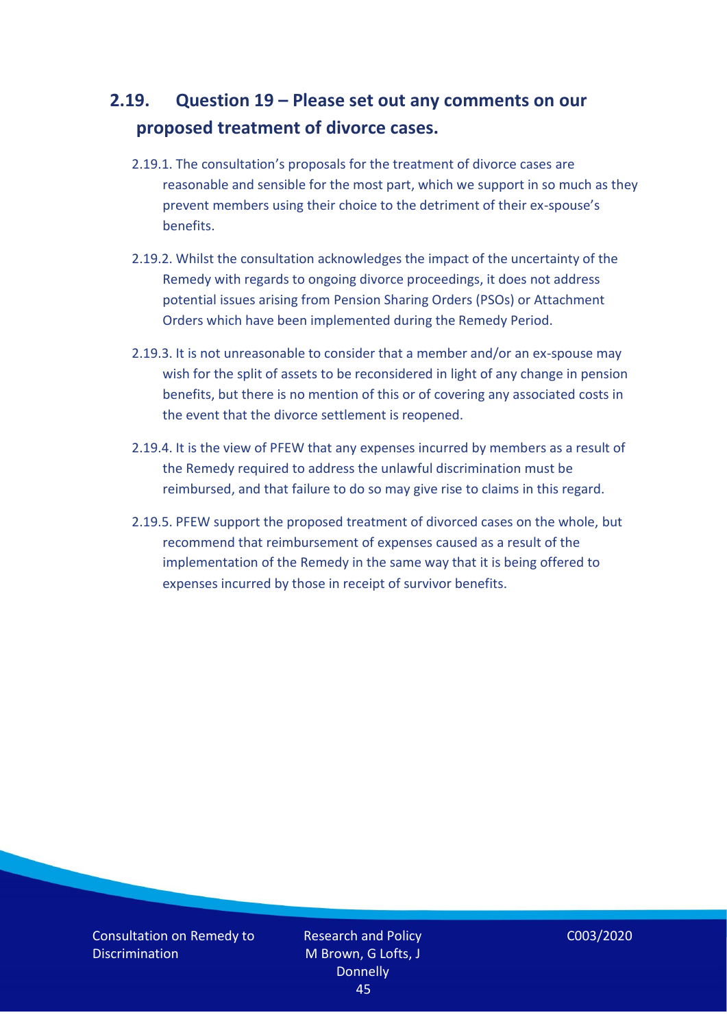## 2.19. Question 19 – Please set out any comments on our proposed treatment of divorce cases.

2.19.1. The consultation's proposals for the treatment of divorce cases are reasonable and sensible for the most part, which we support in so much as they prevent members using their choice to the detriment of their ex-spouse's benefits.

2.19.2. Whilst the consultation acknowledges the impact of the uncertainty of the Remedy with regards to ongoing divorce proceedings, it does not address potential issues arising from Pension Sharing Orders (PSOs) or Attachment Orders which have been implemented during the Remedy Period.

2.19.3. It is not unreasonable to consider that a member and/or an ex-spouse may wish for the split of assets to be reconsidered in light of any change in pension benefits, but there is no mention of this or of covering any associated costs in the event that the divorce settlement is reopened.

2.19.4. It is the view of PFEW that any expenses incurred by members as a result of the Remedy required to address the unlawful discrimination must be reimbursed, and that failure to do so may give rise to claims in this regard.

2.19.5. PFEW support the proposed treatment of divorced cases on the whole, but recommend that reimbursement of expenses caused as a result of the implementation of the Remedy in the same way that it is being offered to expenses incurred by those in receipt of survivor benefits.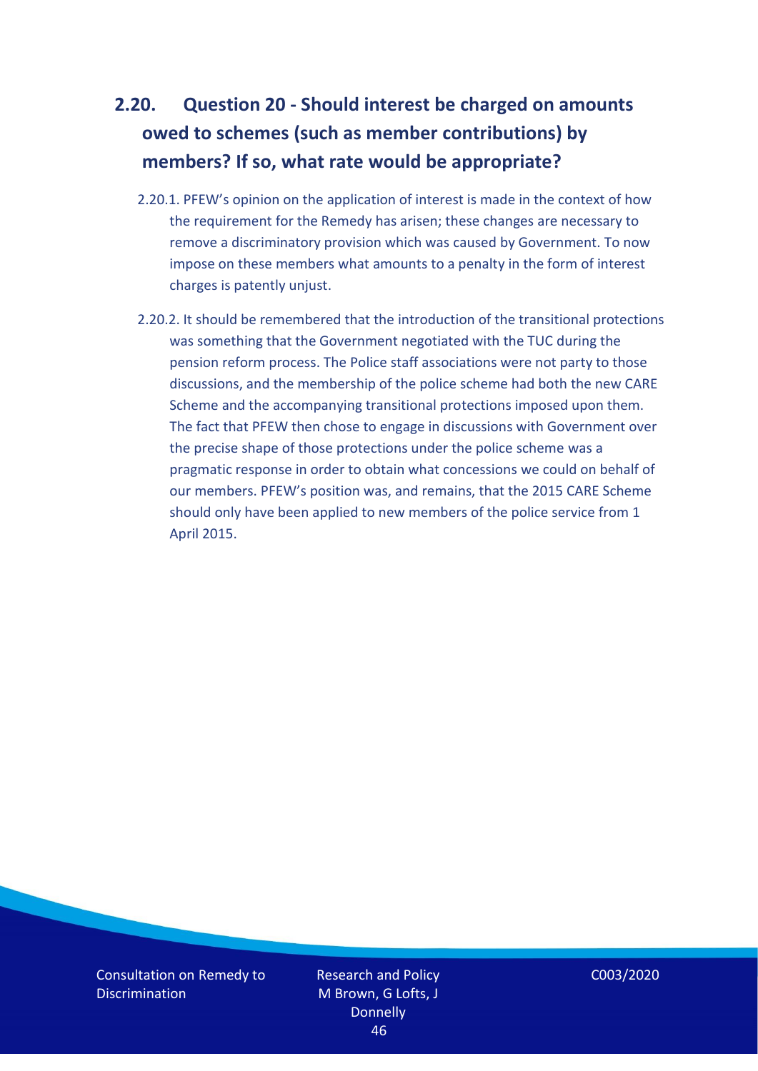## 2.20. Question 20 - Should interest be charged on amounts owed to schemes (such as member contributions) by members? If so, what rate would be appropriate?

2.20.1. PFEW's opinion on the application of interest is made in the context of how the requirement for the Remedy has arisen; these changes are necessary to remove a discriminatory provision which was caused by Government. To now impose on these members what amounts to a penalty in the form of interest charges is patently unjust.

2.20.2. It should be remembered that the introduction of the transitional protections was something that the Government negotiated with the TUC during the pension reform process. The Police staff associations were not party to those discussions, and the membership of the police scheme had both the new CARE Scheme and the accompanying transitional protections imposed upon them. The fact that PFEW then chose to engage in discussions with Government over the precise shape of those protections under the police scheme was a pragmatic response in order to obtain what concessions we could on behalf of our members. PFEW's position was, and remains, that the 2015 CARE Scheme should only have been applied to new members of the police service from 1 April 2015.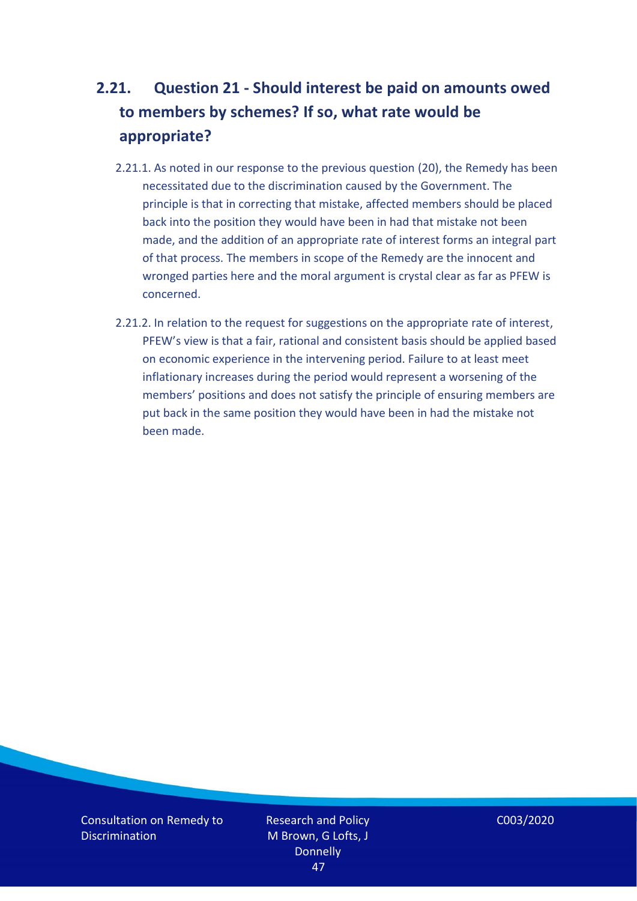## 2.21. Question 21 - Should interest be paid on amounts owed to members by schemes? If so, what rate would be appropriate?

2.21.1. As noted in our response to the previous question (20), the Remedy has been necessitated due to the discrimination caused by the Government. The principle is that in correcting that mistake, affected members should be placed back into the position they would have been in had that mistake not been made, and the addition of an appropriate rate of interest forms an integral part of that process. The members in scope of the Remedy are the innocent and wronged parties here and the moral argument is crystal clear as far as PFEW is concerned.

2.21.2. In relation to the request for suggestions on the appropriate rate of interest, PFEW's view is that a fair, rational and consistent basis should be applied based on economic experience in the intervening period. Failure to at least meet inflationary increases during the period would represent a worsening of the members' positions and does not satisfy the principle of ensuring members are put back in the same position they would have been in had the mistake not been made.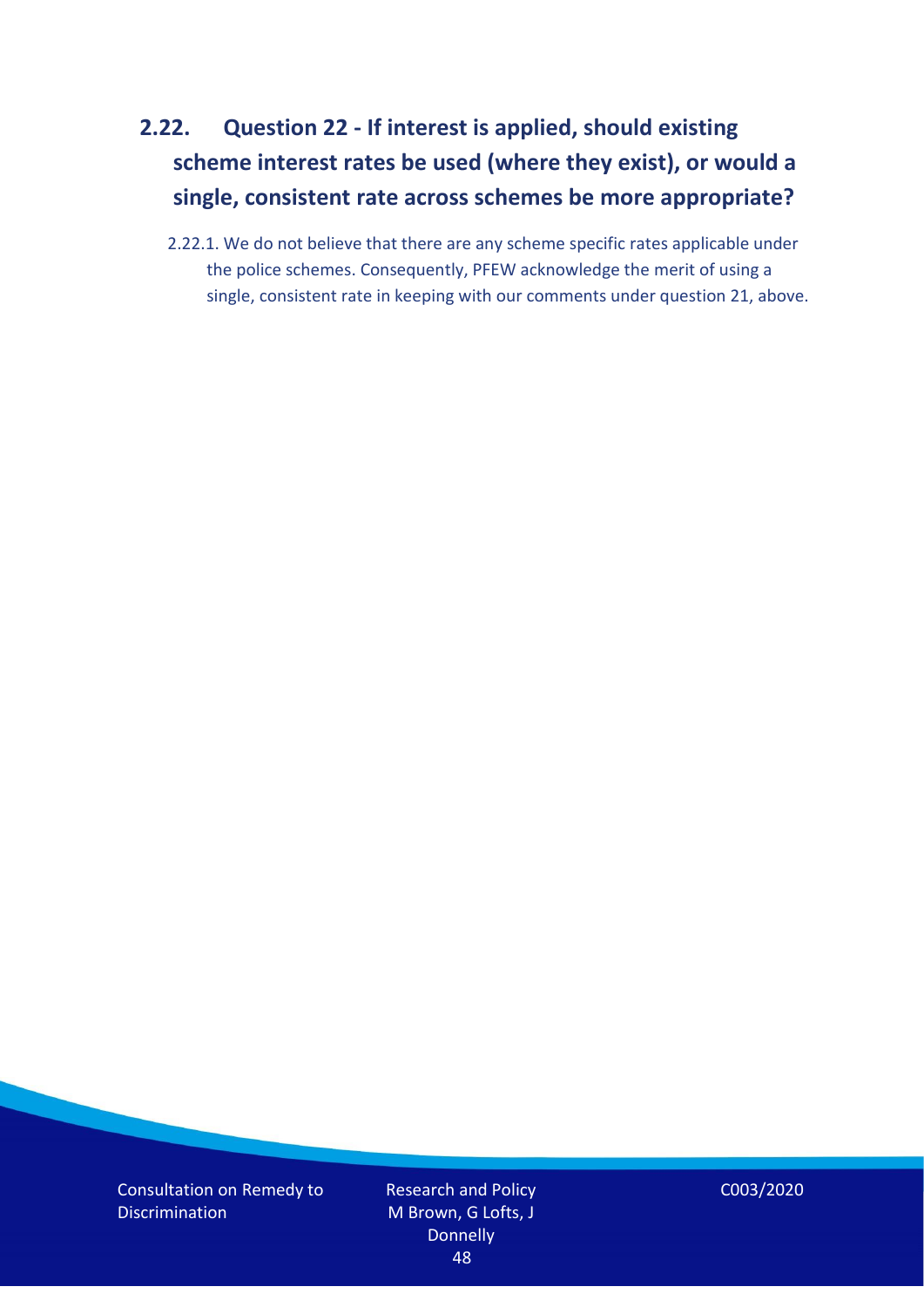## 2.22. Question 22 - If interest is applied, should existing scheme interest rates be used (where they exist), or would a single, consistent rate across schemes be more appropriate?

2.22.1. We do not believe that there are any scheme specific rates applicable under the police schemes. Consequently, PFEW acknowledge the merit of using a single, consistent rate in keeping with our comments under question 21, above.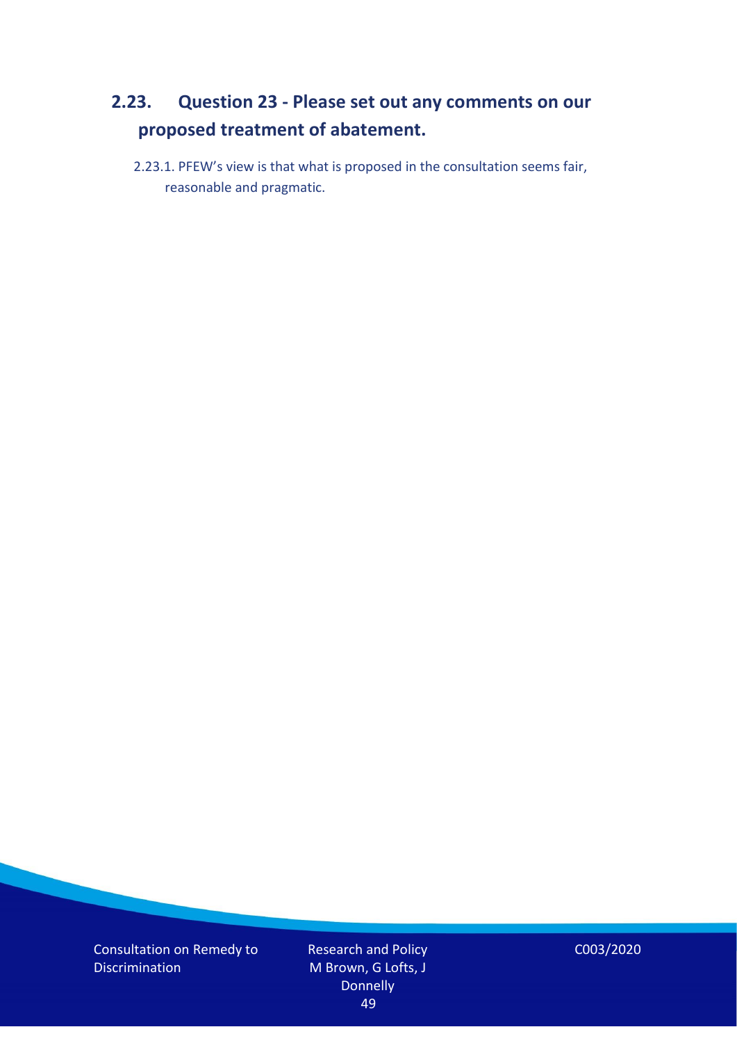## 2.23. Question 23 - Please set out any comments on our proposed treatment of abatement.

2.23.1. PFEW's view is that what is proposed in the consultation seems fair, reasonable and pragmatic.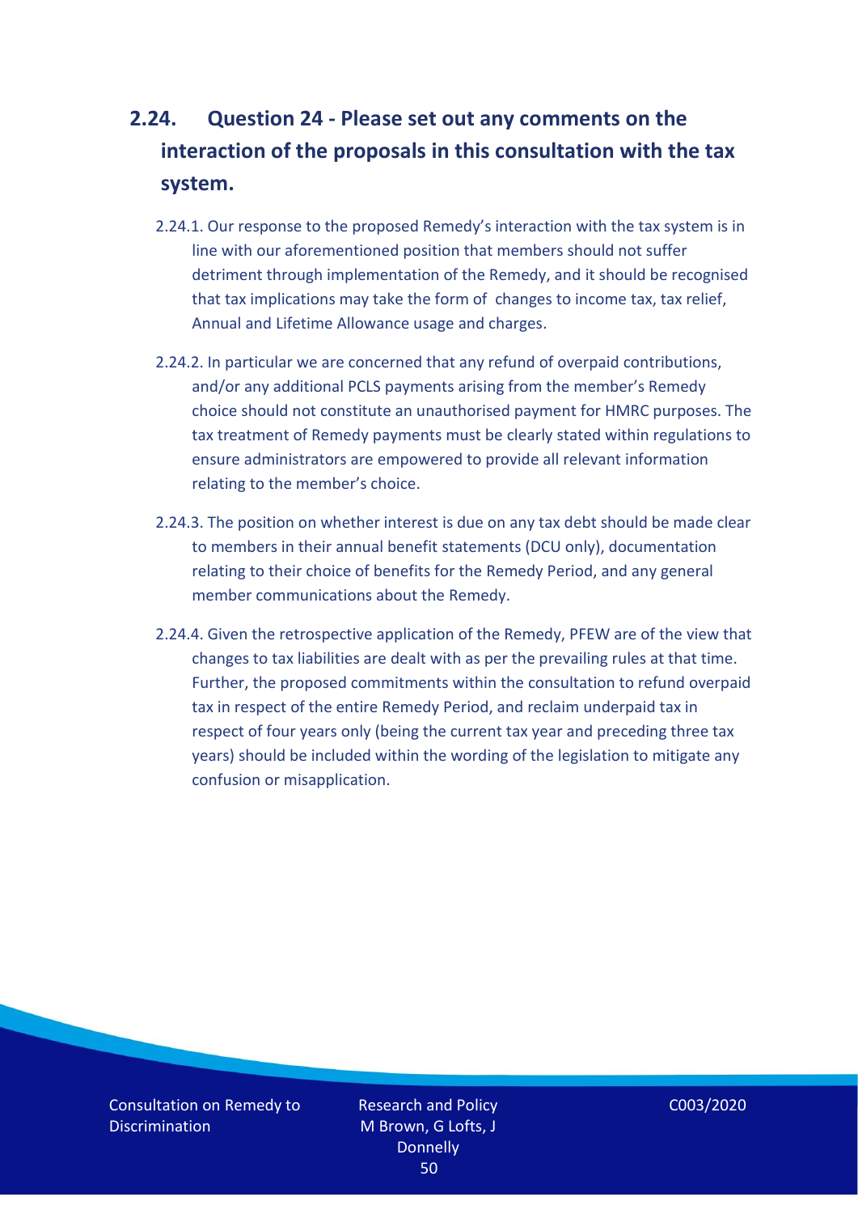## 2.24. Question 24 - Please set out any comments on the interaction of the proposals in this consultation with the tax system.

2.24.1. Our response to the proposed Remedy's interaction with the tax system is in line with our aforementioned position that members should not suffer detriment through implementation of the Remedy, and it should be recognised that tax implications may take the form of changes to income tax, tax relief, Annual and Lifetime Allowance usage and charges.

2.24.2. In particular we are concerned that any refund of overpaid contributions, and/or any additional PCLS payments arising from the member's Remedy choice should not constitute an unauthorised payment for HMRC purposes. The tax treatment of Remedy payments must be clearly stated within regulations to ensure administrators are empowered to provide all relevant information relating to the member's choice.

2.24.3. The position on whether interest is due on any tax debt should be made clear to members in their annual benefit statements (DCU only), documentation relating to their choice of benefits for the Remedy Period, and any general member communications about the Remedy.

2.24.4. Given the retrospective application of the Remedy, PFEW are of the view that changes to tax liabilities are dealt with as per the prevailing rules at that time. Further, the proposed commitments within the consultation to refund overpaid tax in respect of the entire Remedy Period, and reclaim underpaid tax in respect of four years only (being the current tax year and preceding three tax years) should be included within the wording of the legislation to mitigate any confusion or misapplication.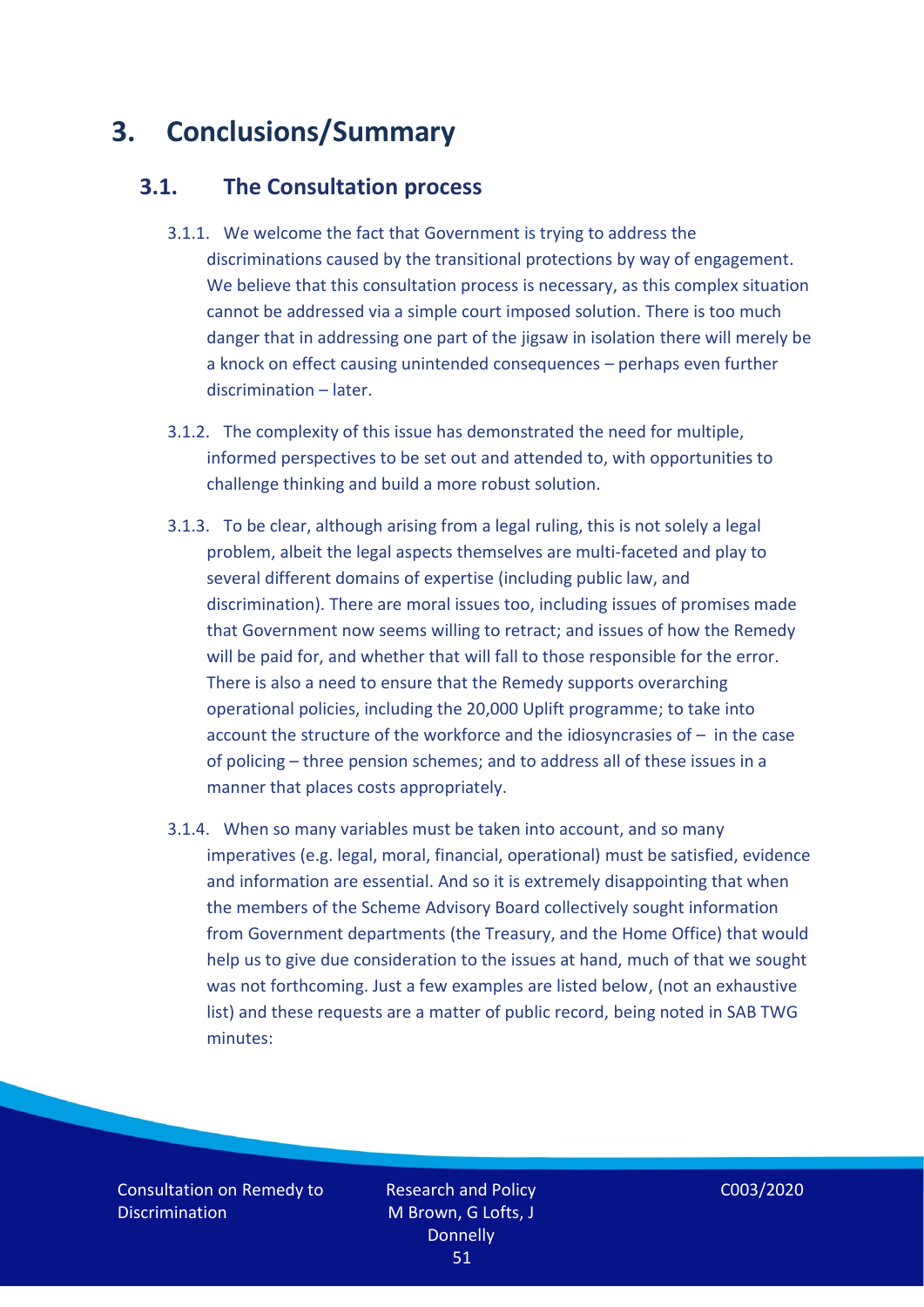# 3. Conclusions/Summary

## 3.1. The Consultation process

3.1.1. We welcome the fact that Government is trying to address the discriminations caused by the transitional protections by way of engagement. We believe that this consultation process is necessary, as this complex situation cannot be addressed via a simple court imposed solution. There is too much danger that in addressing one part of the jigsaw in isolation there will merely be a knock on effect causing unintended consequences – perhaps even further discrimination – later.

3.1.2. The complexity of this issue has demonstrated the need for multiple, informed perspectives to be set out and attended to, with opportunities to challenge thinking and build a more robust solution.

3.1.3. To be clear, although arising from a legal ruling, this is not solely a legal problem, albeit the legal aspects themselves are multi-faceted and play to several different domains of expertise (including public law, and discrimination). There are moral issues too, including issues of promises made that Government now seems willing to retract; and issues of how the Remedy will be paid for, and whether that will fall to those responsible for the error. There is also a need to ensure that the Remedy supports overarching operational policies, including the 20,000 Uplift programme; to take into account the structure of the workforce and the idiosyncrasies of – in the case of policing – three pension schemes; and to address all of these issues in a manner that places costs appropriately.

3.1.4. When so many variables must be taken into account, and so many imperatives (e.g. legal, moral, financial, operational) must be satisfied, evidence and information are essential. And so it is extremely disappointing that when the members of the Scheme Advisory Board collectively sought information from Government departments (the Treasury, and the Home Office) that would help us to give due consideration to the issues at hand, much of that we sought was not forthcoming. Just a few examples are listed below, (not an exhaustive list) and these requests are a matter of public record, being noted in SAB TWG minutes: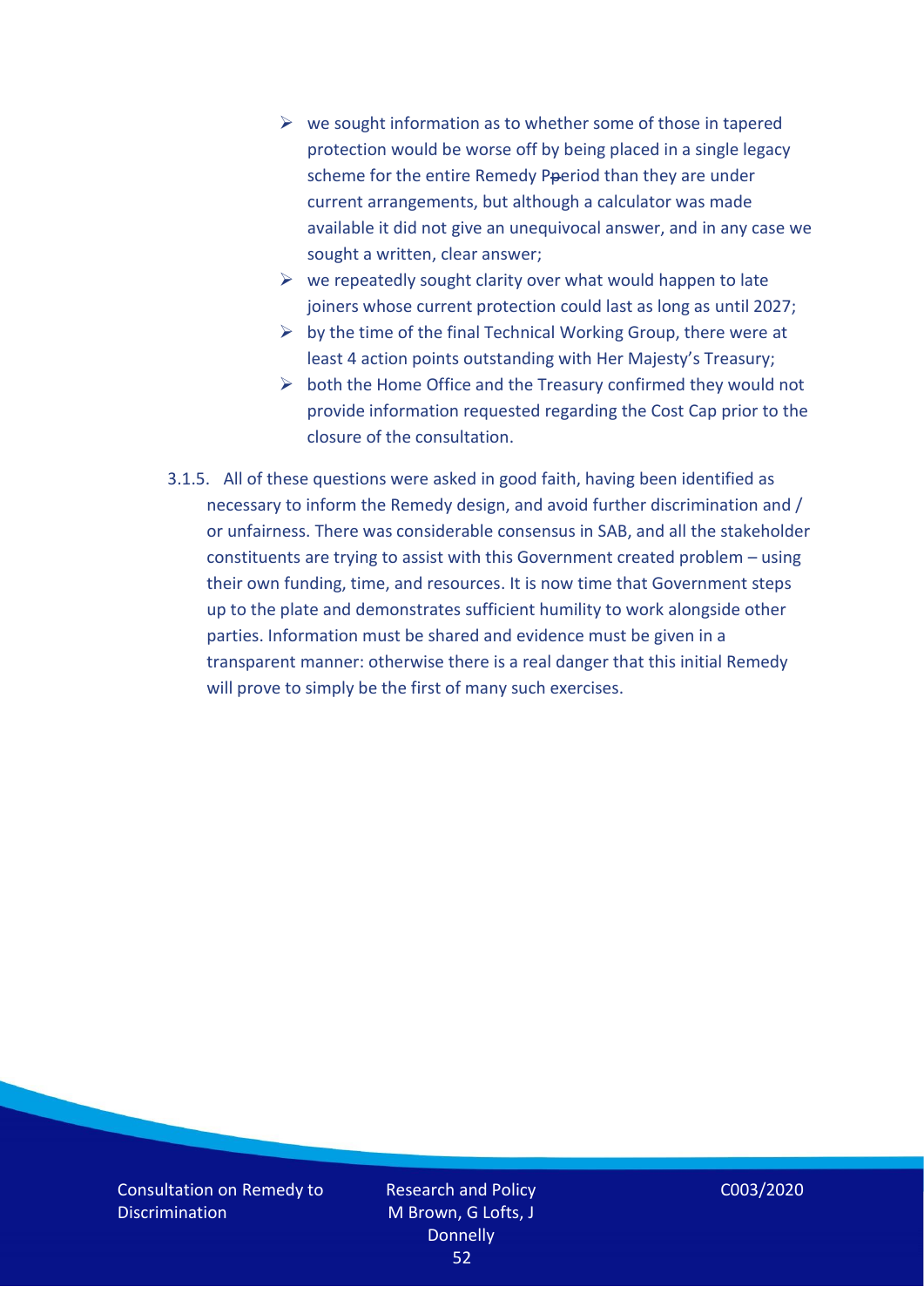- we sought information as to whether some of those in tapered protection would be worse off by being placed in a single legacy scheme for the entire Remedy Pperiod than they are under current arrangements, but although a calculator was made available it did not give an unequivocal answer, and in any case we sought a written, clear answer;
- we repeatedly sought clarity over what would happen to late joiners whose current protection could last as long as until 2027;
- by the time of the final Technical Working Group, there were at least 4 action points outstanding with Her Majesty's Treasury;
- both the Home Office and the Treasury confirmed they would not provide information requested regarding the Cost Cap prior to the closure of the consultation.

3.1.5. All of these questions were asked in good faith, having been identified as necessary to inform the Remedy design, and avoid further discrimination and / or unfairness. There was considerable consensus in SAB, and all the stakeholder constituents are trying to assist with this Government created problem – using their own funding, time, and resources. It is now time that Government steps up to the plate and demonstrates sufficient humility to work alongside other parties. Information must be shared and evidence must be given in a transparent manner: otherwise there is a real danger that this initial Remedy will prove to simply be the first of many such exercises.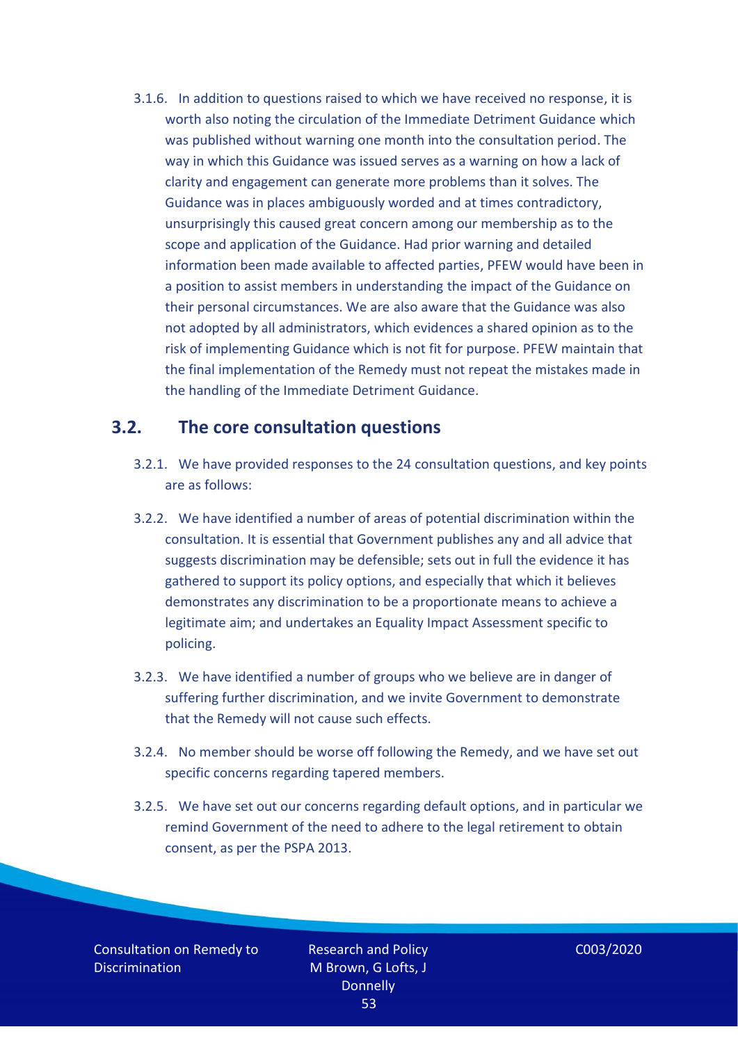3.1.6. In addition to questions raised to which we have received no response, it is worth also noting the circulation of the Immediate Detriment Guidance which was published without warning one month into the consultation period. The way in which this Guidance was issued serves as a warning on how a lack of clarity and engagement can generate more problems than it solves. The Guidance was in places ambiguously worded and at times contradictory, unsurprisingly this caused great concern among our membership as to the scope and application of the Guidance. Had prior warning and detailed information been made available to affected parties, PFEW would have been in a position to assist members in understanding the impact of the Guidance on their personal circumstances. We are also aware that the Guidance was also not adopted by all administrators, which evidences a shared opinion as to the risk of implementing Guidance which is not fit for purpose. PFEW maintain that the final implementation of the Remedy must not repeat the mistakes made in the handling of the Immediate Detriment Guidance.

## 3.2. The core consultation questions

3.2.1. We have provided responses to the 24 consultation questions, and key points are as follows:

3.2.2. We have identified a number of areas of potential discrimination within the consultation. It is essential that Government publishes any and all advice that suggests discrimination may be defensible; sets out in full the evidence it has gathered to support its policy options, and especially that which it believes demonstrates any discrimination to be a proportionate means to achieve a legitimate aim; and undertakes an Equality Impact Assessment specific to policing.

3.2.3. We have identified a number of groups who we believe are in danger of suffering further discrimination, and we invite Government to demonstrate that the Remedy will not cause such effects.

3.2.4. No member should be worse off following the Remedy, and we have set out specific concerns regarding tapered members.

3.2.5. We have set out our concerns regarding default options, and in particular we remind Government of the need to adhere to the legal retirement to obtain consent, as per the PSPA 2013.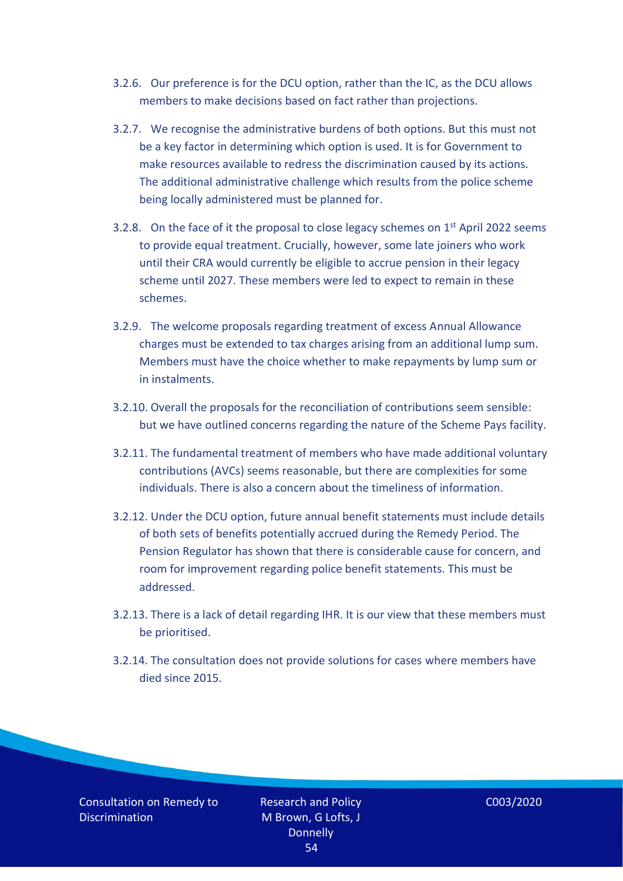3.2.6. Our preference is for the DCU option, rather than the IC, as the DCU allows members to make decisions based on fact rather than projections.

3.2.7. We recognise the administrative burdens of both options. But this must not be a key factor in determining which option is used. It is for Government to make resources available to redress the discrimination caused by its actions. The additional administrative challenge which results from the police scheme being locally administered must be planned for.

3.2.8. On the face of it the proposal to close legacy schemes on 1st April 2022 seems to provide equal treatment. Crucially, however, some late joiners who work until their CRA would currently be eligible to accrue pension in their legacy scheme until 2027. These members were led to expect to remain in these schemes.

3.2.9. The welcome proposals regarding treatment of excess Annual Allowance charges must be extended to tax charges arising from an additional lump sum. Members must have the choice whether to make repayments by lump sum or in instalments.

3.2.10. Overall the proposals for the reconciliation of contributions seem sensible: but we have outlined concerns regarding the nature of the Scheme Pays facility.

3.2.11. The fundamental treatment of members who have made additional voluntary contributions (AVCs) seems reasonable, but there are complexities for some individuals. There is also a concern about the timeliness of information.

3.2.12. Under the DCU option, future annual benefit statements must include details of both sets of benefits potentially accrued during the Remedy Period. The Pension Regulator has shown that there is considerable cause for concern, and room for improvement regarding police benefit statements. This must be addressed.

3.2.13. There is a lack of detail regarding IHR. It is our view that these members must be prioritised.

3.2.14. The consultation does not provide solutions for cases where members have died since 2015.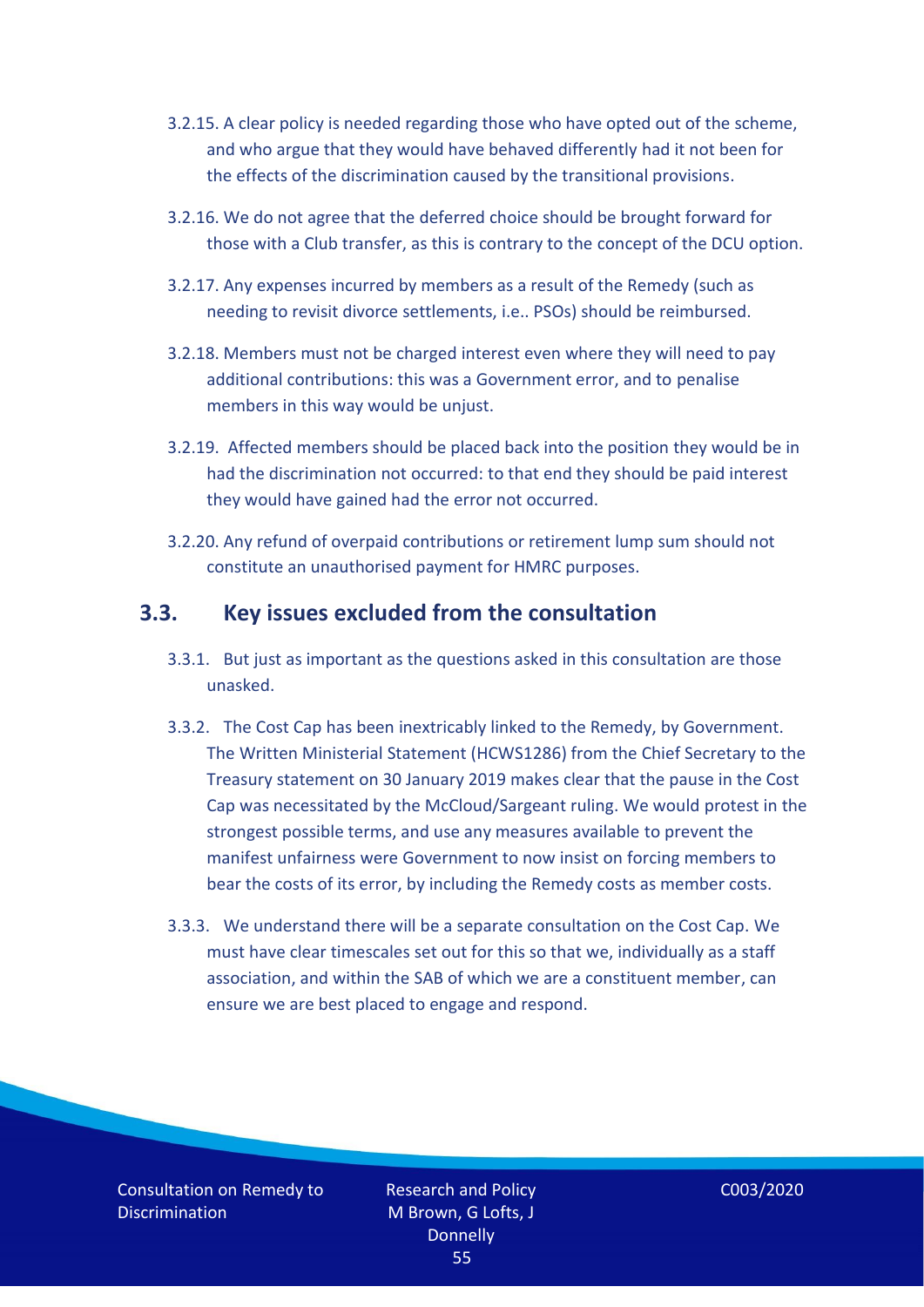3.2.15. A clear policy is needed regarding those who have opted out of the scheme, and who argue that they would have behaved differently had it not been for the effects of the discrimination caused by the transitional provisions.

3.2.16. We do not agree that the deferred choice should be brought forward for those with a Club transfer, as this is contrary to the concept of the DCU option.

3.2.17. Any expenses incurred by members as a result of the Remedy (such as needing to revisit divorce settlements, i.e.. PSOs) should be reimbursed.

3.2.18. Members must not be charged interest even where they will need to pay additional contributions: this was a Government error, and to penalise members in this way would be unjust.

3.2.19. Affected members should be placed back into the position they would be in had the discrimination not occurred: to that end they should be paid interest they would have gained had the error not occurred.

3.2.20. Any refund of overpaid contributions or retirement lump sum should not constitute an unauthorised payment for HMRC purposes.

## 3.3. Key issues excluded from the consultation

3.3.1. But just as important as the questions asked in this consultation are those unasked.

3.3.2. The Cost Cap has been inextricably linked to the Remedy, by Government. The Written Ministerial Statement (HCWS1286) from the Chief Secretary to the Treasury statement on 30 January 2019 makes clear that the pause in the Cost Cap was necessitated by the McCloud/Sargeant ruling. We would protest in the strongest possible terms, and use any measures available to prevent the manifest unfairness were Government to now insist on forcing members to bear the costs of its error, by including the Remedy costs as member costs.

3.3.3. We understand there will be a separate consultation on the Cost Cap. We must have clear timescales set out for this so that we, individually as a staff association, and within the SAB of which we are a constituent member, can ensure we are best placed to engage and respond.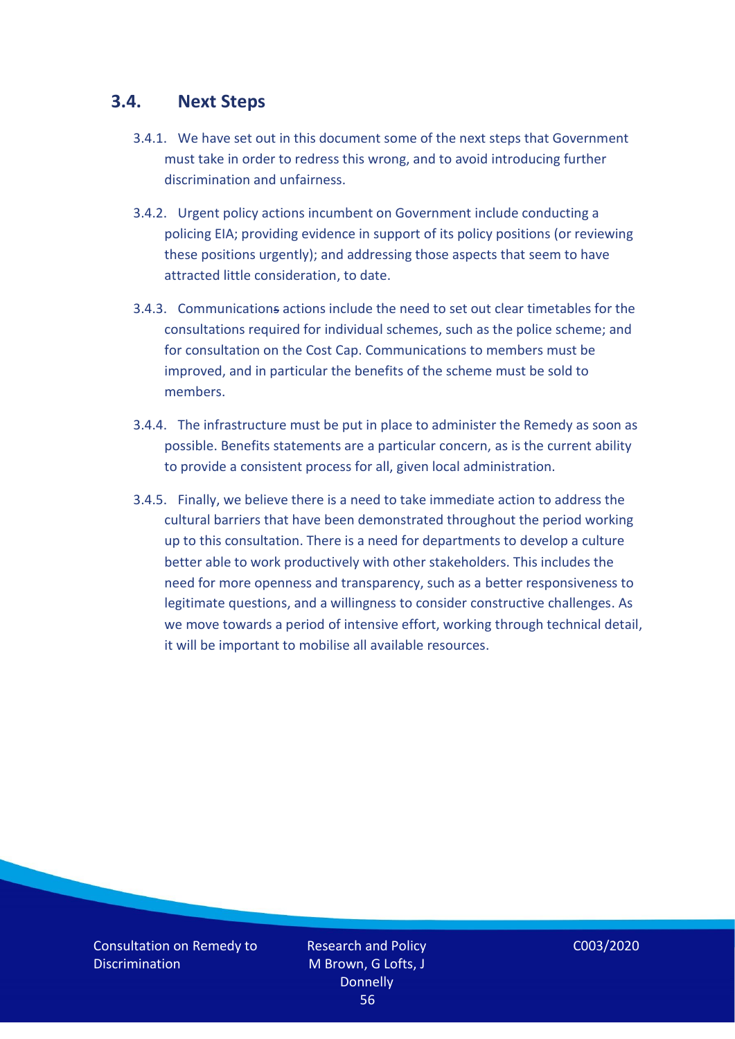## 3.4. Next Steps

3.4.1. We have set out in this document some of the next steps that Government must take in order to redress this wrong, and to avoid introducing further discrimination and unfairness.

3.4.2. Urgent policy actions incumbent on Government include conducting a policing EIA; providing evidence in support of its policy positions (or reviewing these positions urgently); and addressing those aspects that seem to have attracted little consideration, to date.

3.4.3. Communications actions include the need to set out clear timetables for the consultations required for individual schemes, such as the police scheme; and for consultation on the Cost Cap. Communications to members must be improved, and in particular the benefits of the scheme must be sold to members.

3.4.4. The infrastructure must be put in place to administer the Remedy as soon as possible. Benefits statements are a particular concern, as is the current ability to provide a consistent process for all, given local administration.

3.4.5. Finally, we believe there is a need to take immediate action to address the cultural barriers that have been demonstrated throughout the period working up to this consultation. There is a need for departments to develop a culture better able to work productively with other stakeholders. This includes the need for more openness and transparency, such as a better responsiveness to legitimate questions, and a willingness to consider constructive challenges. As we move towards a period of intensive effort, working through technical detail, it will be important to mobilise all available resources.